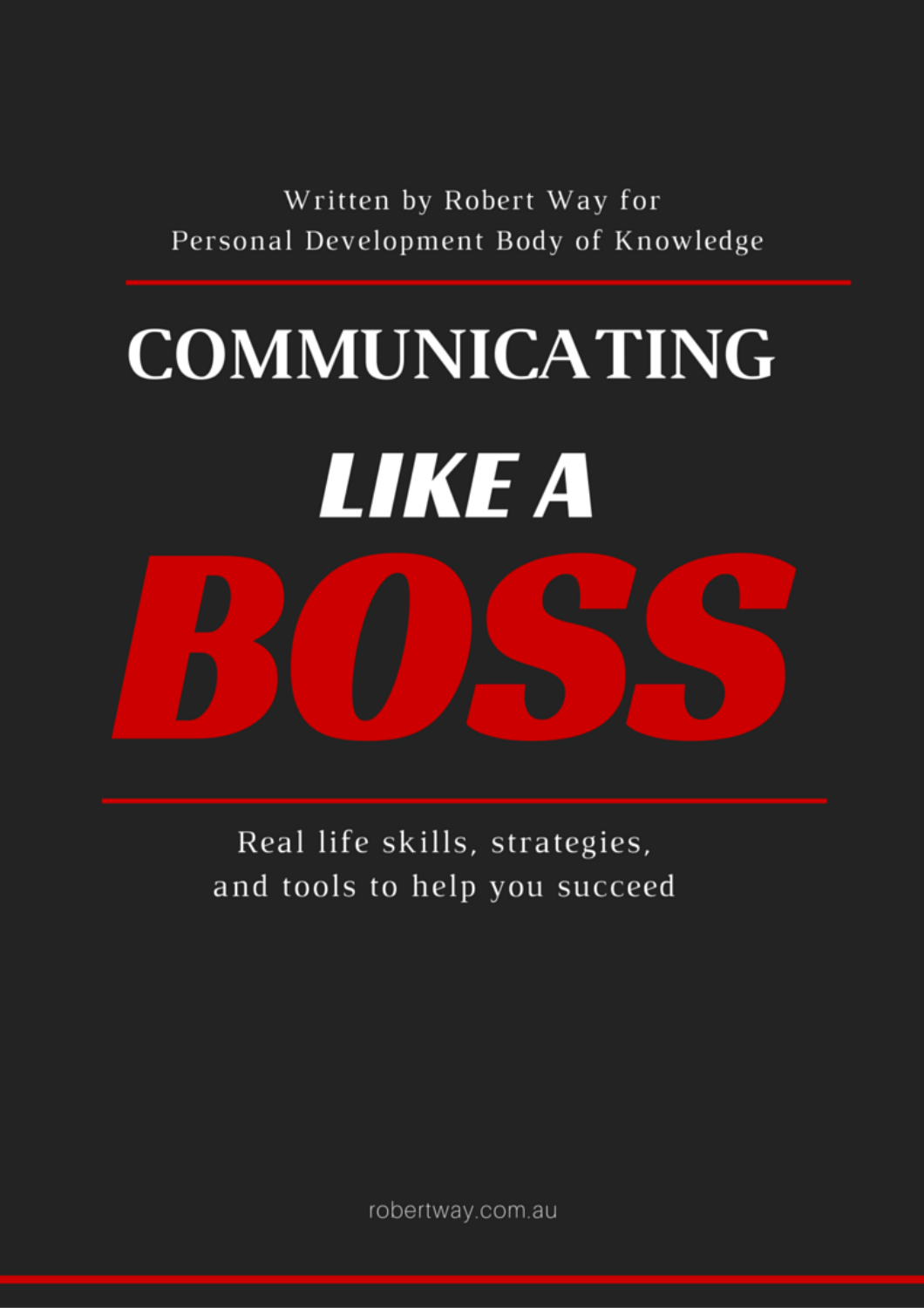Written by Robert Way for
Personal Development Body of Knowledge

# COMMUNICATING *LIKE A* BOSS

Real life skills, strategies,
and tools to help you succeed

robertway.com.au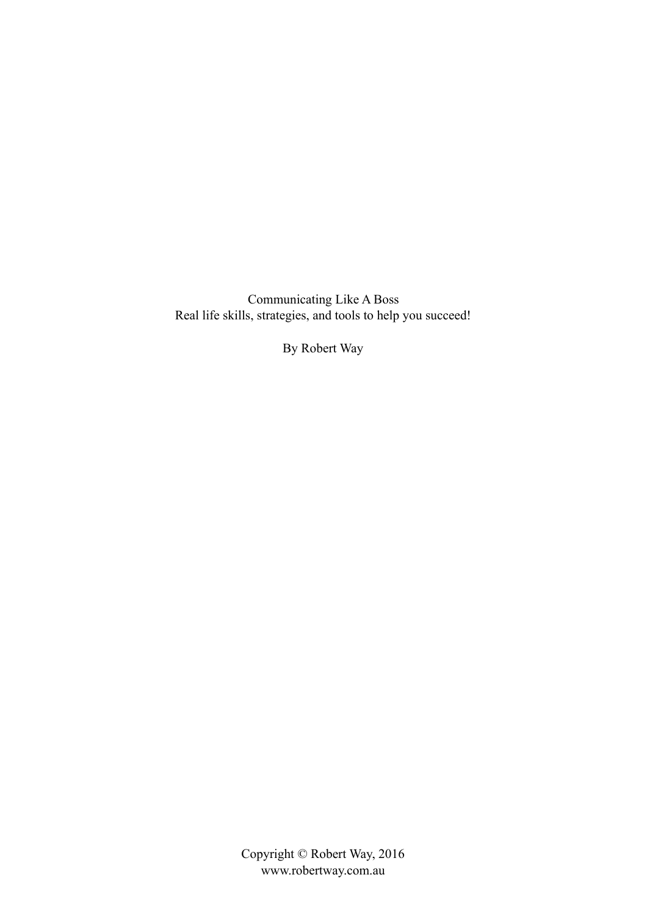Communicating Like A Boss
Real life skills, strategies, and tools to help you succeed!

By Robert Way

Copyright © Robert Way, 2016
www.robertway.com.au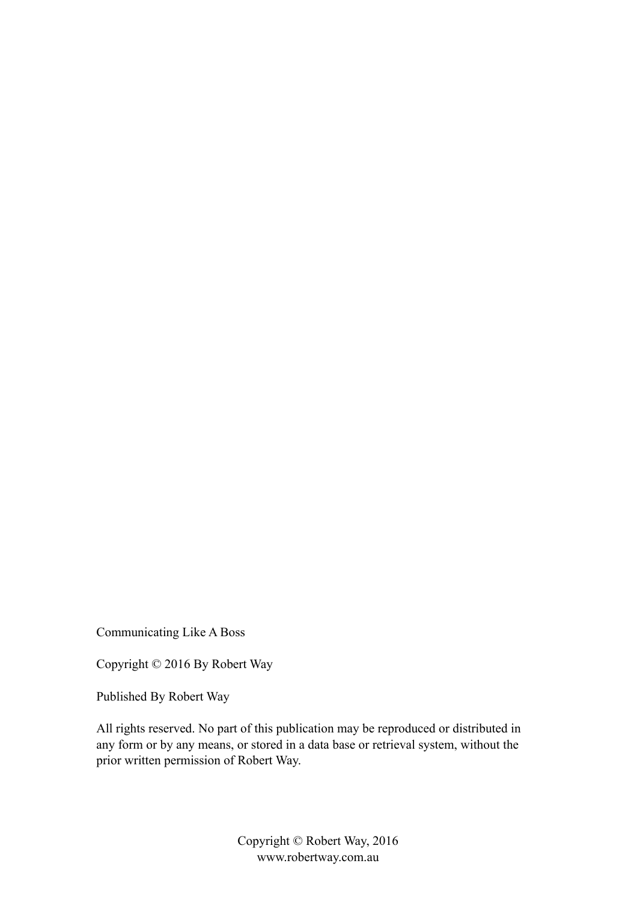Communicating Like A Boss

Copyright © 2016 By Robert Way

Published By Robert Way

All rights reserved. No part of this publication may be reproduced or distributed in any form or by any means, or stored in a data base or retrieval system, without the prior written permission of Robert Way.

Copyright © Robert Way, 2016
www.robertway.com.au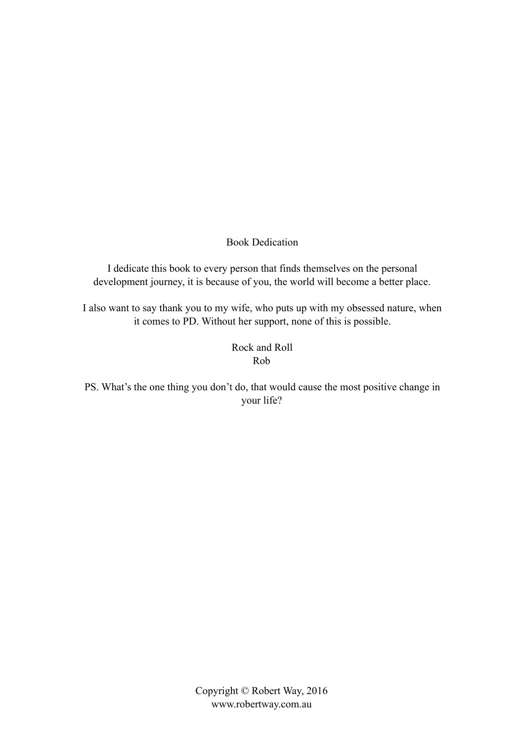## Book Dedication

I dedicate this book to every person that finds themselves on the personal development journey, it is because of you, the world will become a better place.

I also want to say thank you to my wife, who puts up with my obsessed nature, when it comes to PD. Without her support, none of this is possible.

Rock and Roll
Rob

PS. What's the one thing you don't do, that would cause the most positive change in your life?

Copyright © Robert Way, 2016
www.robertway.com.au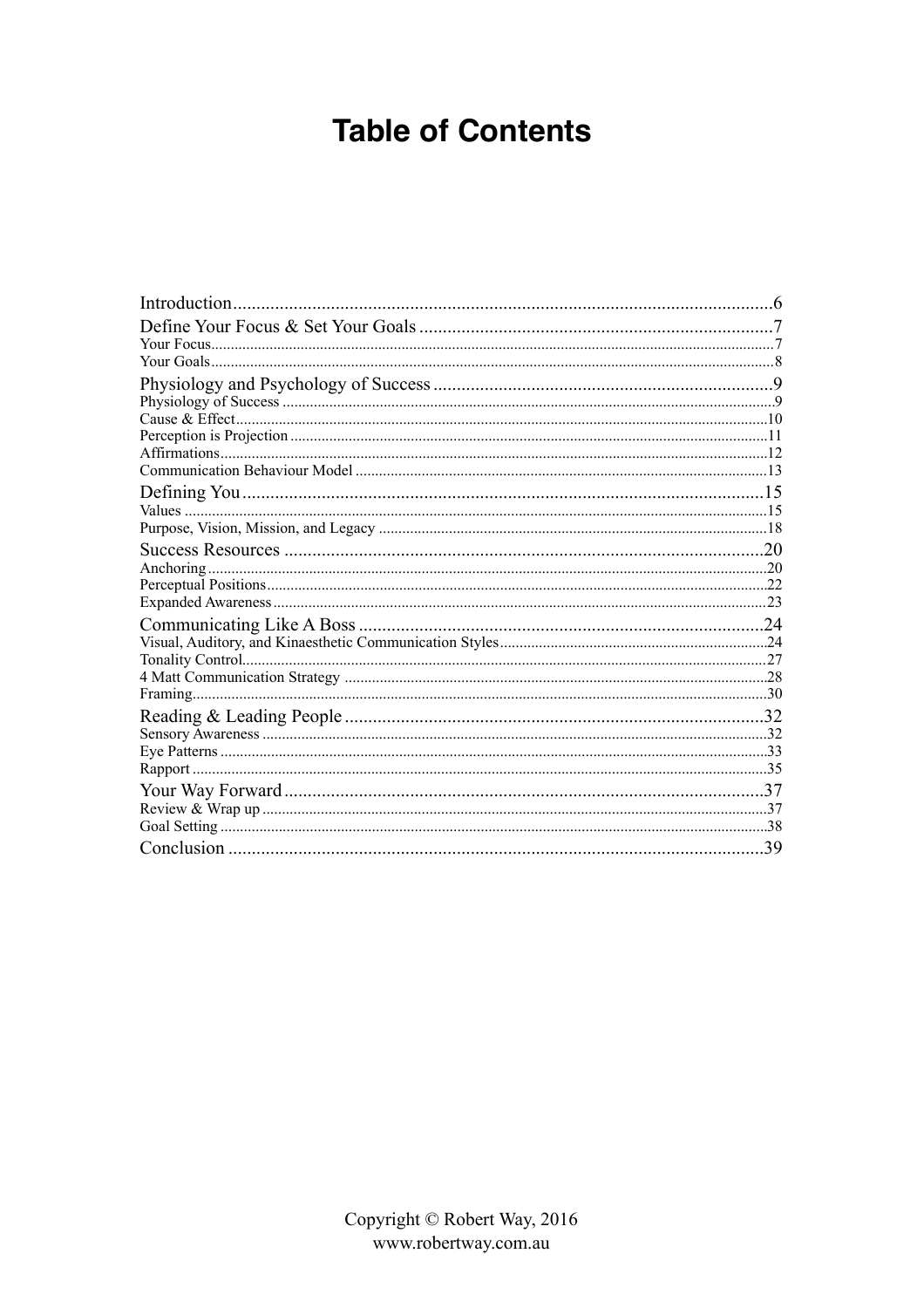# Table of Contents

- Introduction ... 6
- Define Your Focus & Set Your Goals ... 7
  - Your Focus ... 7
  - Your Goals ... 8
- Physiology and Psychology of Success ... 9
  - Physiology of Success ... 9
  - Cause & Effect ... 10
  - Perception is Projection ... 11
  - Affirmations ... 12
  - Communication Behaviour Model ... 13
- Defining You ... 15
  - Values ... 15
  - Purpose, Vision, Mission, and Legacy ... 18
- Success Resources ... 20
  - Anchoring ... 20
  - Perceptual Positions ... 22
  - Expanded Awareness ... 23
- Communicating Like A Boss ... 24
  - Visual, Auditory, and Kinaesthetic Communication Styles ... 24
  - Tonality Control ... 27
  - 4 Matt Communication Strategy ... 28
  - Framing ... 30
- Reading & Leading People ... 32
  - Sensory Awareness ... 32
  - Eye Patterns ... 33
  - Rapport ... 35
- Your Way Forward ... 37
  - Review & Wrap up ... 37
  - Goal Setting ... 38
- Conclusion ... 39

Copyright © Robert Way, 2016
www.robertway.com.au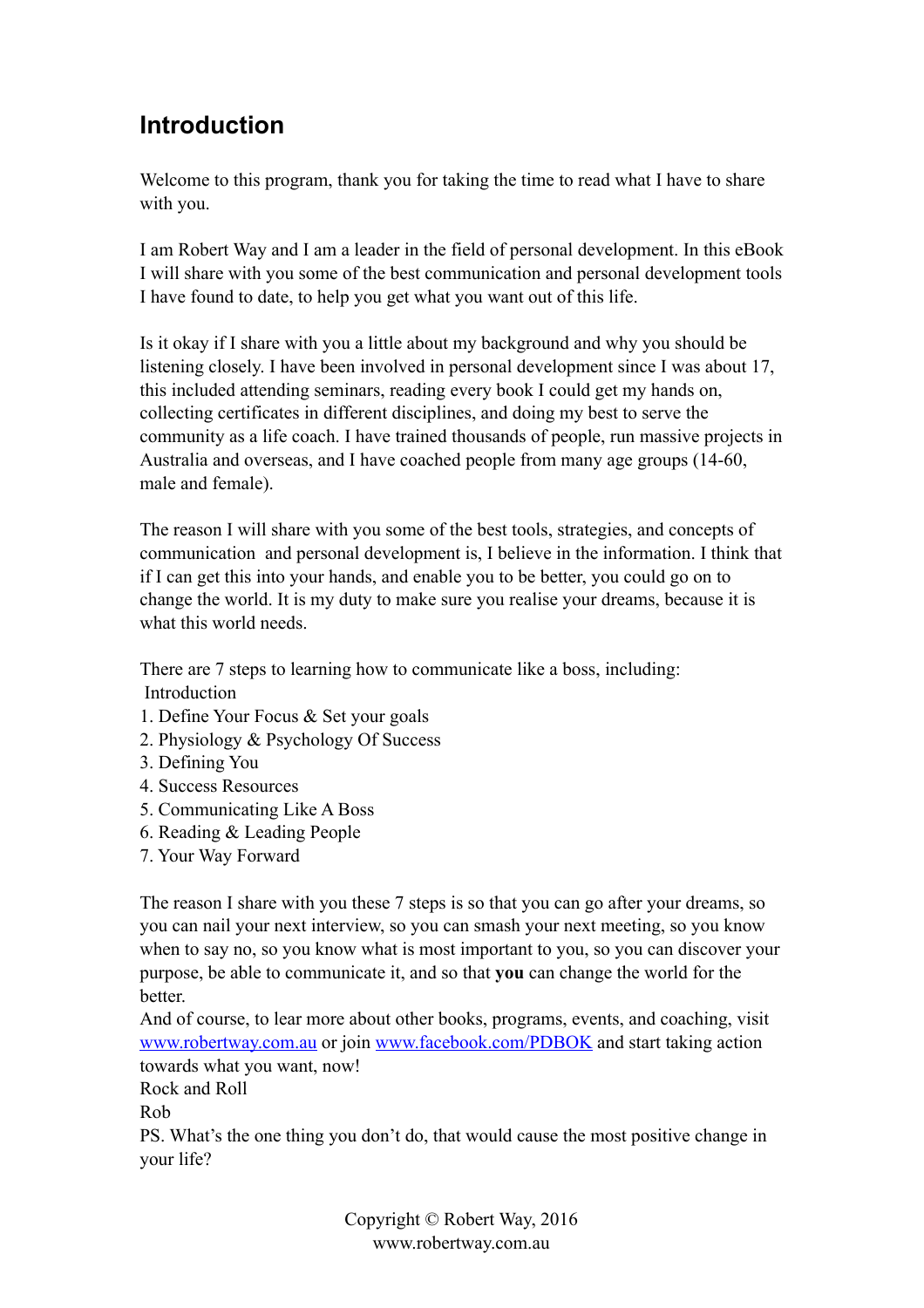# Introduction

Welcome to this program, thank you for taking the time to read what I have to share with you.

I am Robert Way and I am a leader in the field of personal development. In this eBook I will share with you some of the best communication and personal development tools I have found to date, to help you get what you want out of this life.

Is it okay if I share with you a little about my background and why you should be listening closely. I have been involved in personal development since I was about 17, this included attending seminars, reading every book I could get my hands on, collecting certificates in different disciplines, and doing my best to serve the community as a life coach. I have trained thousands of people, run massive projects in Australia and overseas, and I have coached people from many age groups (14-60, male and female).

The reason I will share with you some of the best tools, strategies, and concepts of communication and personal development is, I believe in the information. I think that if I can get this into your hands, and enable you to be better, you could go on to change the world. It is my duty to make sure you realise your dreams, because it is what this world needs.

There are 7 steps to learning how to communicate like a boss, including:
Introduction
1. Define Your Focus & Set your goals
2. Physiology & Psychology Of Success
3. Defining You
4. Success Resources
5. Communicating Like A Boss
6. Reading & Leading People
7. Your Way Forward

The reason I share with you these 7 steps is so that you can go after your dreams, so you can nail your next interview, so you can smash your next meeting, so you know when to say no, so you know what is most important to you, so you can discover your purpose, be able to communicate it, and so that **you** can change the world for the better.
And of course, to lear more about other books, programs, events, and coaching, visit [www.robertway.com.au](http://www.robertway.com.au) or join [www.facebook.com/PDBOK](http://www.facebook.com/PDBOK) and start taking action towards what you want, now!
Rock and Roll
Rob
PS. What's the one thing you don't do, that would cause the most positive change in your life?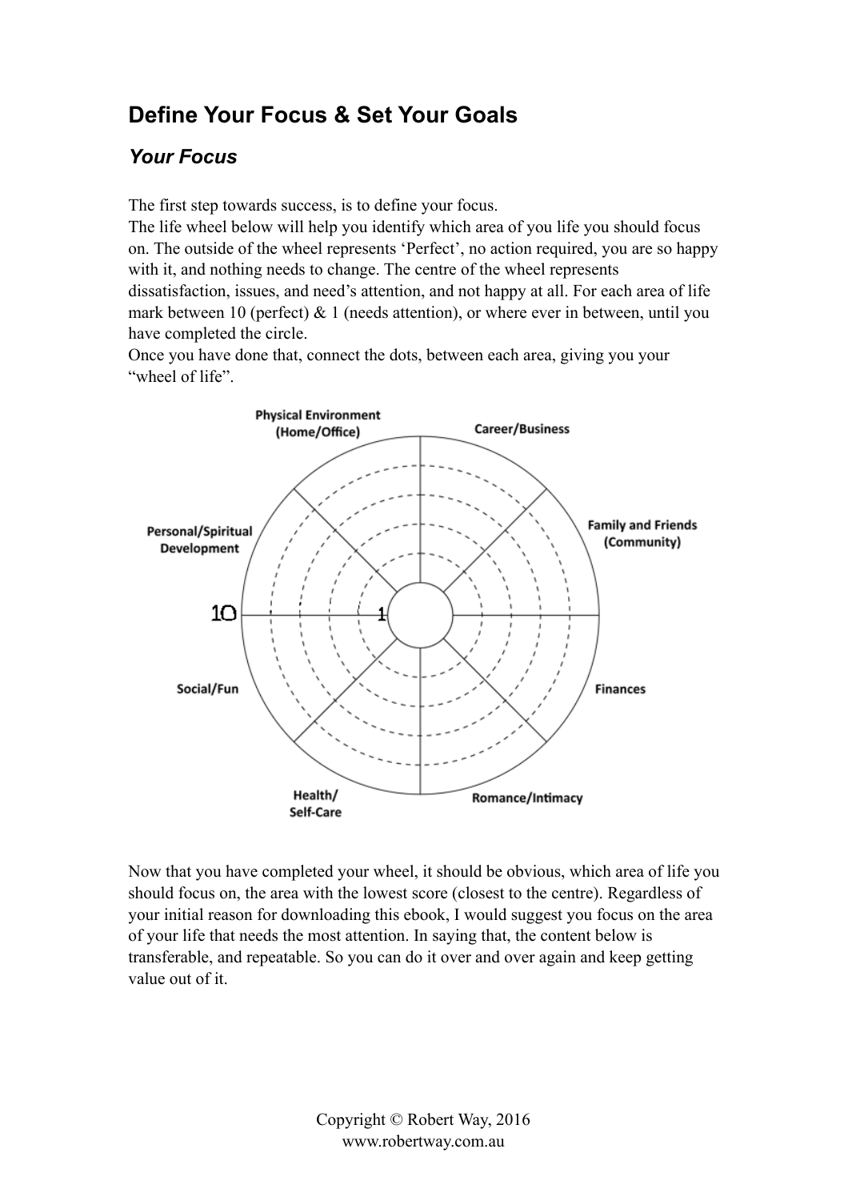## Define Your Focus & Set Your Goals

### *Your Focus*

The first step towards success, is to define your focus.
The life wheel below will help you identify which area of you life you should focus on. The outside of the wheel represents 'Perfect', no action required, you are so happy with it, and nothing needs to change. The centre of the wheel represents dissatisfaction, issues, and need's attention, and not happy at all. For each area of life mark between 10 (perfect) & 1 (needs attention), or where ever in between, until you have completed the circle.
Once you have done that, connect the dots, between each area, giving you your "wheel of life".

Physical Environment (Home/Office)

Career/Business

Family and Friends (Community)

Finances

Romance/Intimacy

Health/ Self-Care

Social/Fun

Personal/Spiritual Development

10

1

Now that you have completed your wheel, it should be obvious, which area of life you should focus on, the area with the lowest score (closest to the centre). Regardless of your initial reason for downloading this ebook, I would suggest you focus on the area of your life that needs the most attention. In saying that, the content below is transferable, and repeatable. So you can do it over and over again and keep getting value out of it.

Copyright © Robert Way, 2016
www.robertway.com.au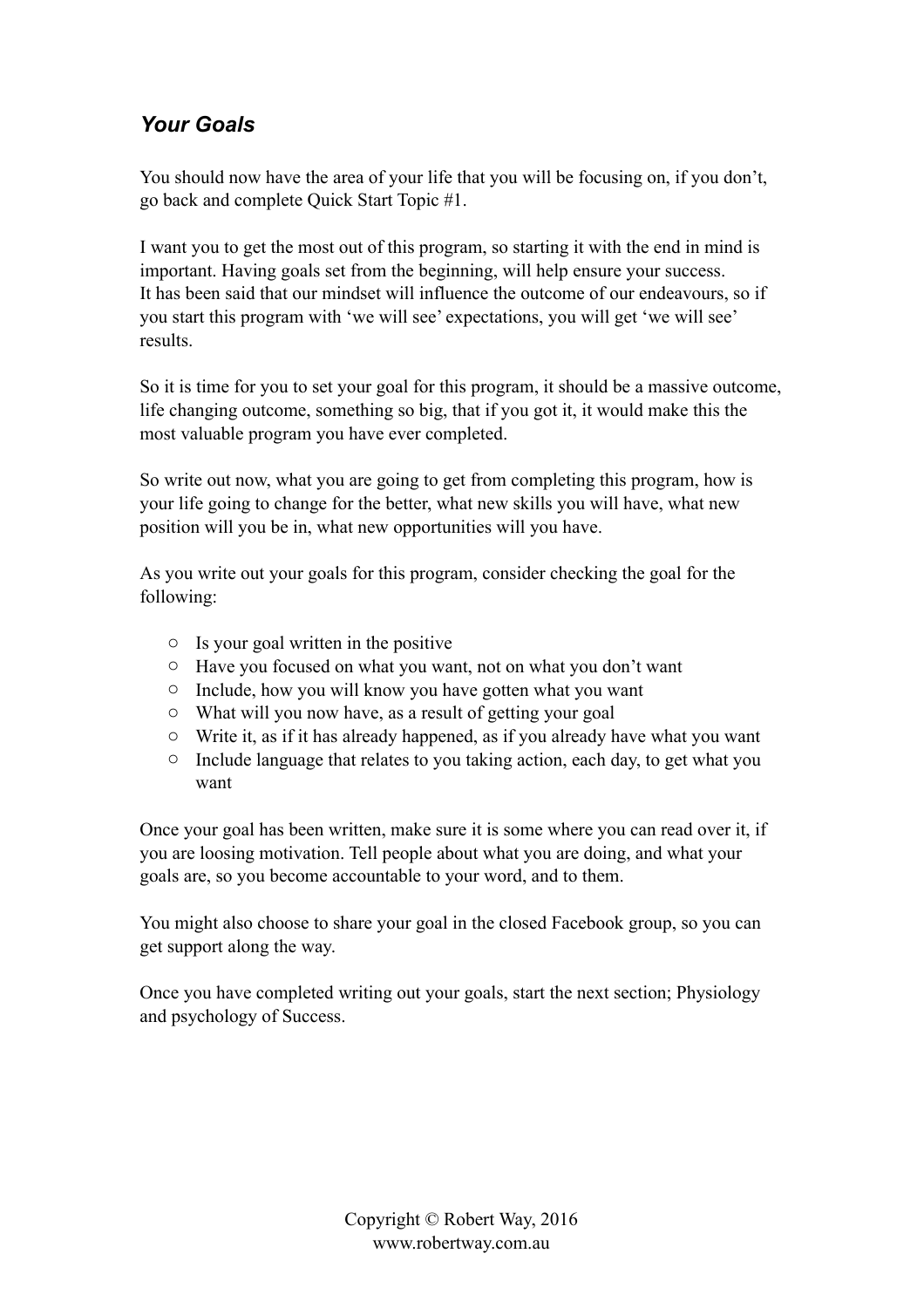## *Your Goals*

You should now have the area of your life that you will be focusing on, if you don't, go back and complete Quick Start Topic #1.

I want you to get the most out of this program, so starting it with the end in mind is important. Having goals set from the beginning, will help ensure your success. It has been said that our mindset will influence the outcome of our endeavours, so if you start this program with 'we will see' expectations, you will get 'we will see' results.

So it is time for you to set your goal for this program, it should be a massive outcome, life changing outcome, something so big, that if you got it, it would make this the most valuable program you have ever completed.

So write out now, what you are going to get from completing this program, how is your life going to change for the better, what new skills you will have, what new position will you be in, what new opportunities will you have.

As you write out your goals for this program, consider checking the goal for the following:

- Is your goal written in the positive
- Have you focused on what you want, not on what you don't want
- Include, how you will know you have gotten what you want
- What will you now have, as a result of getting your goal
- Write it, as if it has already happened, as if you already have what you want
- Include language that relates to you taking action, each day, to get what you want

Once your goal has been written, make sure it is some where you can read over it, if you are loosing motivation. Tell people about what you are doing, and what your goals are, so you become accountable to your word, and to them.

You might also choose to share your goal in the closed Facebook group, so you can get support along the way.

Once you have completed writing out your goals, start the next section; Physiology and psychology of Success.

Copyright © Robert Way, 2016
www.robertway.com.au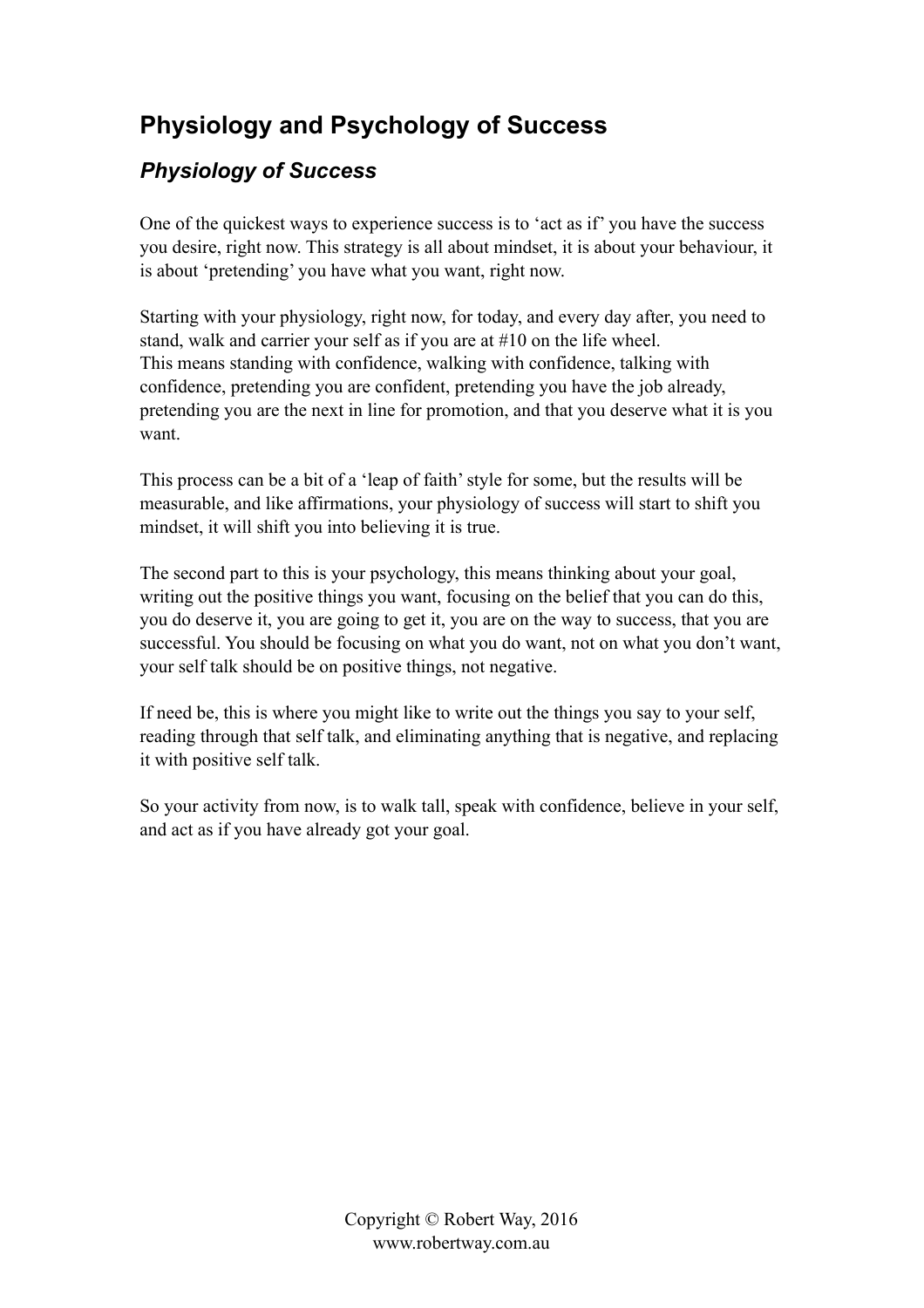## Physiology and Psychology of Success

### *Physiology of Success*

One of the quickest ways to experience success is to 'act as if' you have the success you desire, right now. This strategy is all about mindset, it is about your behaviour, it is about 'pretending' you have what you want, right now.

Starting with your physiology, right now, for today, and every day after, you need to stand, walk and carrier your self as if you are at #10 on the life wheel.
This means standing with confidence, walking with confidence, talking with confidence, pretending you are confident, pretending you have the job already, pretending you are the next in line for promotion, and that you deserve what it is you want.

This process can be a bit of a 'leap of faith' style for some, but the results will be measurable, and like affirmations, your physiology of success will start to shift you mindset, it will shift you into believing it is true.

The second part to this is your psychology, this means thinking about your goal, writing out the positive things you want, focusing on the belief that you can do this, you do deserve it, you are going to get it, you are on the way to success, that you are successful. You should be focusing on what you do want, not on what you don't want, your self talk should be on positive things, not negative.

If need be, this is where you might like to write out the things you say to your self, reading through that self talk, and eliminating anything that is negative, and replacing it with positive self talk.

So your activity from now, is to walk tall, speak with confidence, believe in your self, and act as if you have already got your goal.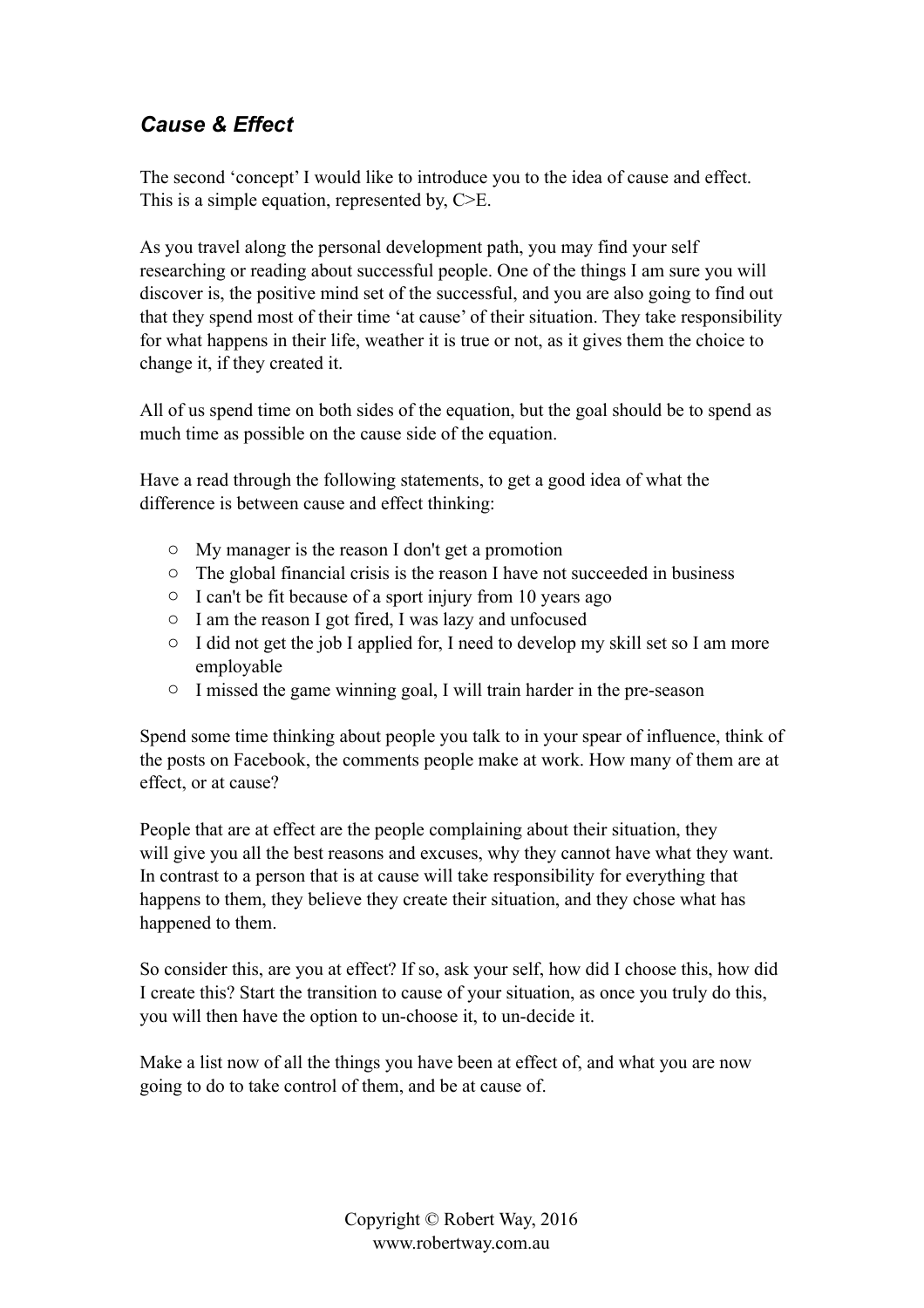### *Cause & Effect*

The second 'concept' I would like to introduce you to the idea of cause and effect. This is a simple equation, represented by, C>E.

As you travel along the personal development path, you may find your self researching or reading about successful people. One of the things I am sure you will discover is, the positive mind set of the successful, and you are also going to find out that they spend most of their time 'at cause' of their situation. They take responsibility for what happens in their life, weather it is true or not, as it gives them the choice to change it, if they created it.

All of us spend time on both sides of the equation, but the goal should be to spend as much time as possible on the cause side of the equation.

Have a read through the following statements, to get a good idea of what the difference is between cause and effect thinking:

- My manager is the reason I don't get a promotion
- The global financial crisis is the reason I have not succeeded in business
- I can't be fit because of a sport injury from 10 years ago
- I am the reason I got fired, I was lazy and unfocused
- I did not get the job I applied for, I need to develop my skill set so I am more employable
- I missed the game winning goal, I will train harder in the pre-season

Spend some time thinking about people you talk to in your spear of influence, think of the posts on Facebook, the comments people make at work. How many of them are at effect, or at cause?

People that are at effect are the people complaining about their situation, they will give you all the best reasons and excuses, why they cannot have what they want. In contrast to a person that is at cause will take responsibility for everything that happens to them, they believe they create their situation, and they chose what has happened to them.

So consider this, are you at effect? If so, ask your self, how did I choose this, how did I create this? Start the transition to cause of your situation, as once you truly do this, you will then have the option to un-choose it, to un-decide it.

Make a list now of all the things you have been at effect of, and what you are now going to do to take control of them, and be at cause of.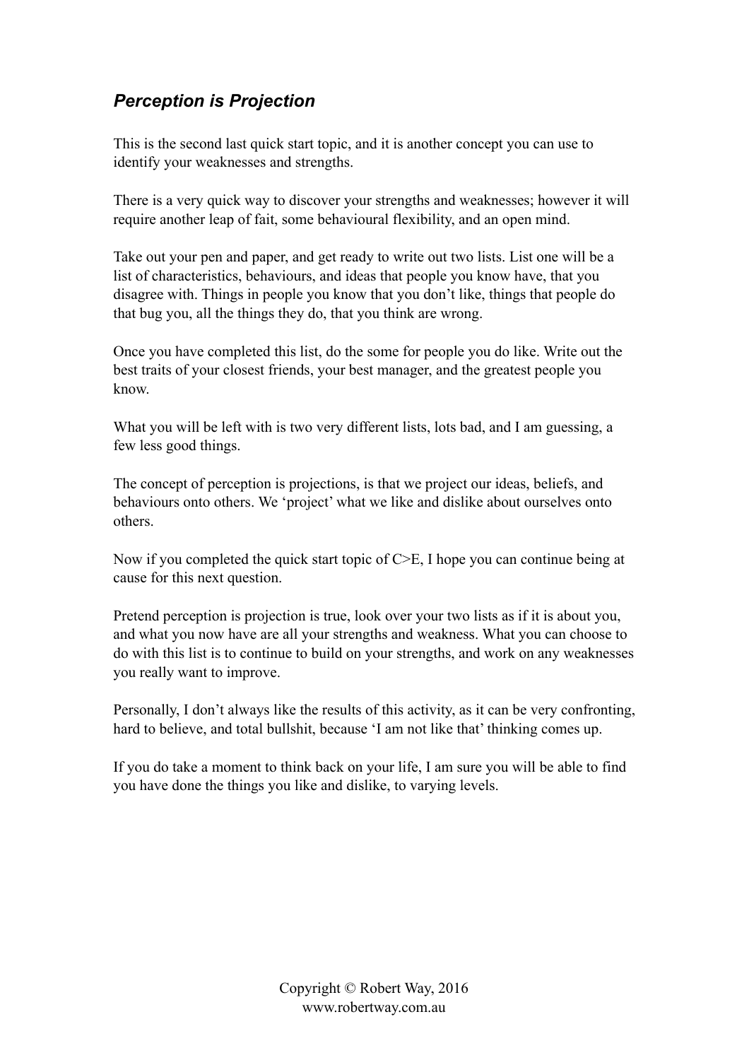### *Perception is Projection*

This is the second last quick start topic, and it is another concept you can use to identify your weaknesses and strengths.

There is a very quick way to discover your strengths and weaknesses; however it will require another leap of fait, some behavioural flexibility, and an open mind.

Take out your pen and paper, and get ready to write out two lists. List one will be a list of characteristics, behaviours, and ideas that people you know have, that you disagree with. Things in people you know that you don't like, things that people do that bug you, all the things they do, that you think are wrong.

Once you have completed this list, do the some for people you do like. Write out the best traits of your closest friends, your best manager, and the greatest people you know.

What you will be left with is two very different lists, lots bad, and I am guessing, a few less good things.

The concept of perception is projections, is that we project our ideas, beliefs, and behaviours onto others. We 'project' what we like and dislike about ourselves onto others.

Now if you completed the quick start topic of C>E, I hope you can continue being at cause for this next question.

Pretend perception is projection is true, look over your two lists as if it is about you, and what you now have are all your strengths and weakness. What you can choose to do with this list is to continue to build on your strengths, and work on any weaknesses you really want to improve.

Personally, I don't always like the results of this activity, as it can be very confronting, hard to believe, and total bullshit, because 'I am not like that' thinking comes up.

If you do take a moment to think back on your life, I am sure you will be able to find you have done the things you like and dislike, to varying levels.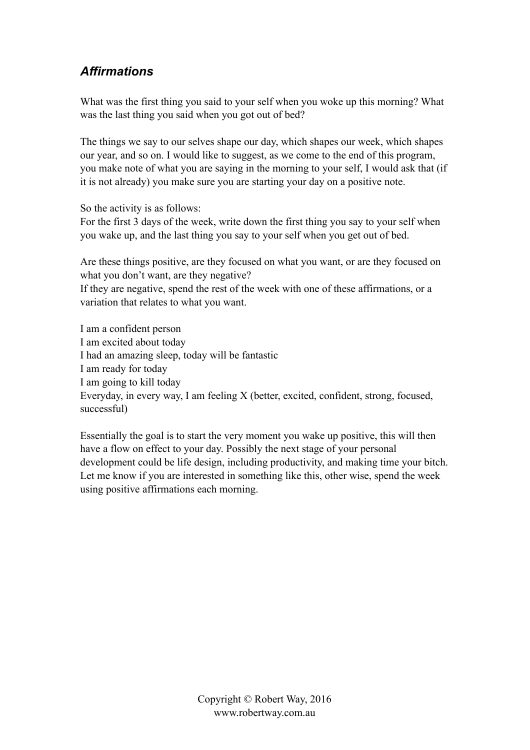## *Affirmations*

What was the first thing you said to your self when you woke up this morning? What was the last thing you said when you got out of bed?

The things we say to our selves shape our day, which shapes our week, which shapes our year, and so on. I would like to suggest, as we come to the end of this program, you make note of what you are saying in the morning to your self, I would ask that (if it is not already) you make sure you are starting your day on a positive note.

So the activity is as follows:
For the first 3 days of the week, write down the first thing you say to your self when you wake up, and the last thing you say to your self when you get out of bed.

Are these things positive, are they focused on what you want, or are they focused on what you don't want, are they negative?
If they are negative, spend the rest of the week with one of these affirmations, or a variation that relates to what you want.

I am a confident person
I am excited about today
I had an amazing sleep, today will be fantastic
I am ready for today
I am going to kill today
Everyday, in every way, I am feeling X (better, excited, confident, strong, focused, successful)

Essentially the goal is to start the very moment you wake up positive, this will then have a flow on effect to your day. Possibly the next stage of your personal development could be life design, including productivity, and making time your bitch. Let me know if you are interested in something like this, other wise, spend the week using positive affirmations each morning.

Copyright © Robert Way, 2016
www.robertway.com.au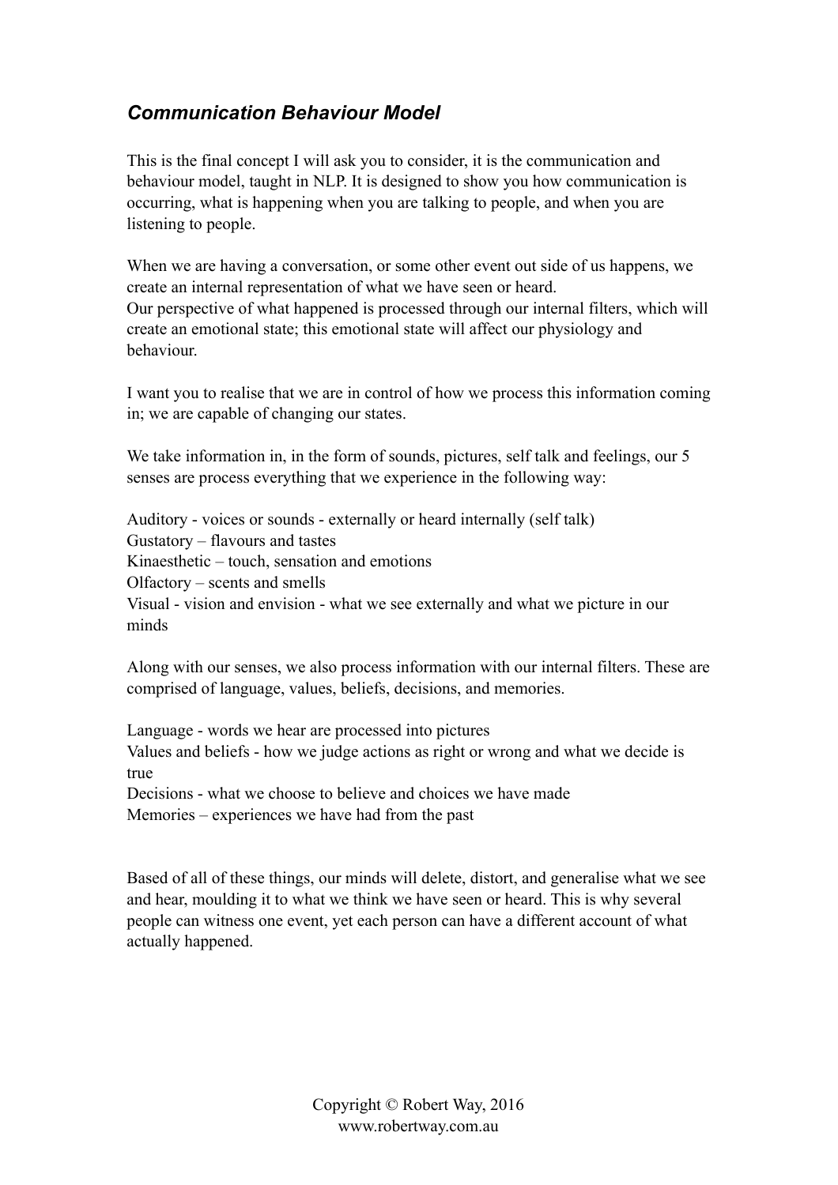## *Communication Behaviour Model*

This is the final concept I will ask you to consider, it is the communication and behaviour model, taught in NLP. It is designed to show you how communication is occurring, what is happening when you are talking to people, and when you are listening to people.

When we are having a conversation, or some other event out side of us happens, we create an internal representation of what we have seen or heard.
Our perspective of what happened is processed through our internal filters, which will create an emotional state; this emotional state will affect our physiology and behaviour.

I want you to realise that we are in control of how we process this information coming in; we are capable of changing our states.

We take information in, in the form of sounds, pictures, self talk and feelings, our 5 senses are process everything that we experience in the following way:

Auditory - voices or sounds - externally or heard internally (self talk)
Gustatory – flavours and tastes
Kinaesthetic – touch, sensation and emotions
Olfactory – scents and smells
Visual - vision and envision - what we see externally and what we picture in our minds

Along with our senses, we also process information with our internal filters. These are comprised of language, values, beliefs, decisions, and memories.

Language - words we hear are processed into pictures
Values and beliefs - how we judge actions as right or wrong and what we decide is true
Decisions - what we choose to believe and choices we have made
Memories – experiences we have had from the past

Based of all of these things, our minds will delete, distort, and generalise what we see and hear, moulding it to what we think we have seen or heard. This is why several people can witness one event, yet each person can have a different account of what actually happened.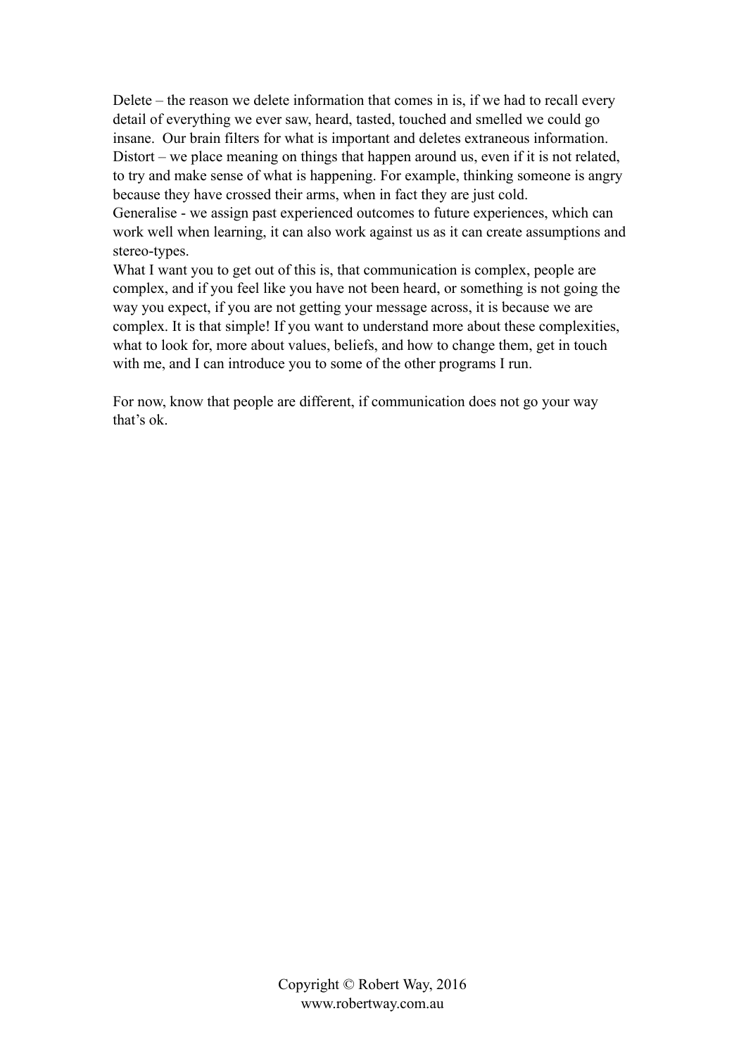Delete – the reason we delete information that comes in is, if we had to recall every detail of everything we ever saw, heard, tasted, touched and smelled we could go insane.  Our brain filters for what is important and deletes extraneous information.

Distort – we place meaning on things that happen around us, even if it is not related, to try and make sense of what is happening. For example, thinking someone is angry because they have crossed their arms, when in fact they are just cold.

Generalise - we assign past experienced outcomes to future experiences, which can work well when learning, it can also work against us as it can create assumptions and stereo-types.

What I want you to get out of this is, that communication is complex, people are complex, and if you feel like you have not been heard, or something is not going the way you expect, if you are not getting your message across, it is because we are complex. It is that simple! If you want to understand more about these complexities, what to look for, more about values, beliefs, and how to change them, get in touch with me, and I can introduce you to some of the other programs I run.

For now, know that people are different, if communication does not go your way that's ok.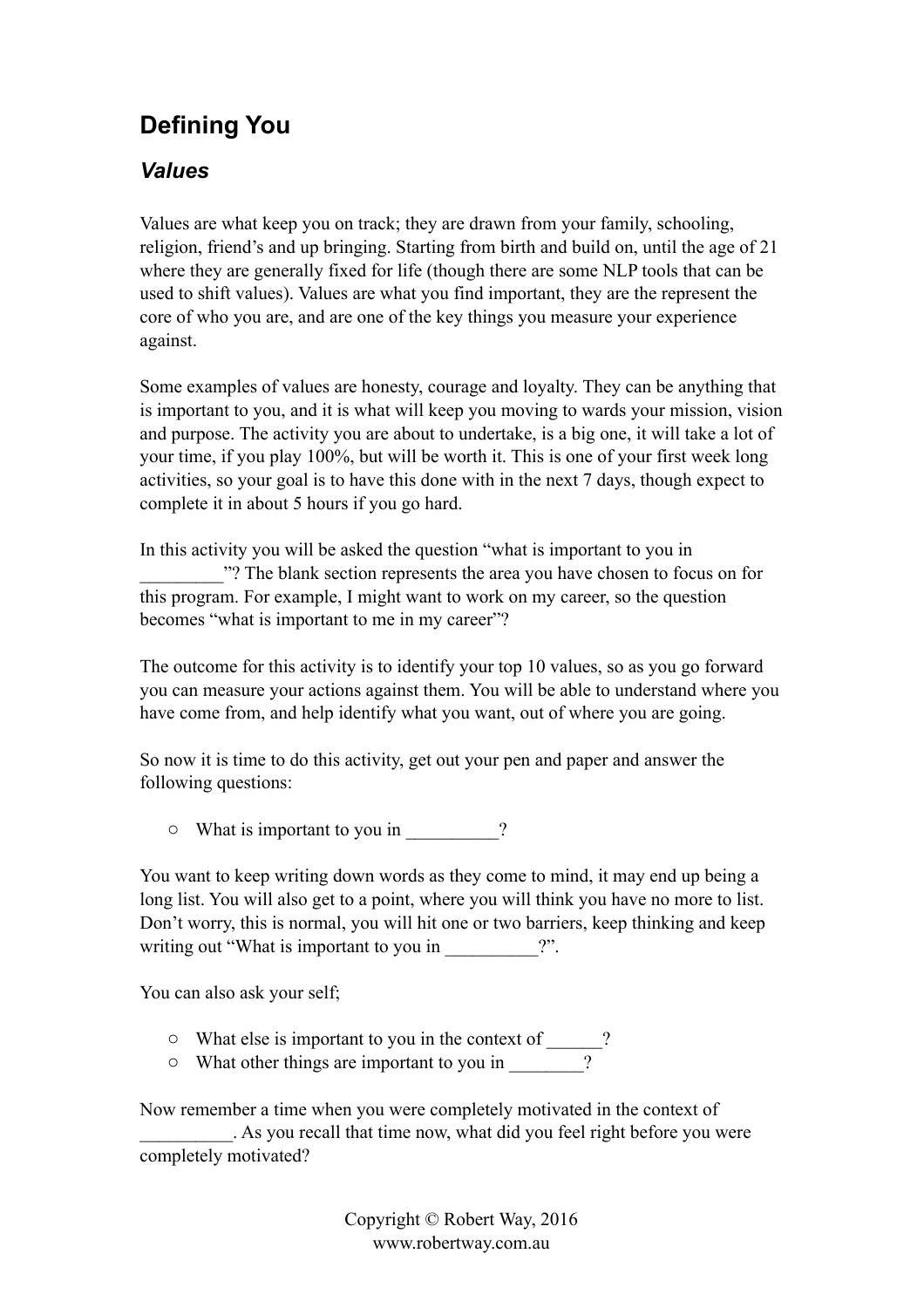## Defining You

### *Values*

Values are what keep you on track; they are drawn from your family, schooling, religion, friend's and up bringing. Starting from birth and build on, until the age of 21 where they are generally fixed for life (though there are some NLP tools that can be used to shift values). Values are what you find important, they are the represent the core of who you are, and are one of the key things you measure your experience against.

Some examples of values are honesty, courage and loyalty. They can be anything that is important to you, and it is what will keep you moving to wards your mission, vision and purpose. The activity you are about to undertake, is a big one, it will take a lot of your time, if you play 100%, but will be worth it. This is one of your first week long activities, so your goal is to have this done with in the next 7 days, though expect to complete it in about 5 hours if you go hard.

In this activity you will be asked the question "what is important to you in _________"? The blank section represents the area you have chosen to focus on for this program. For example, I might want to work on my career, so the question becomes "what is important to me in my career"?

The outcome for this activity is to identify your top 10 values, so as you go forward you can measure your actions against them. You will be able to understand where you have come from, and help identify what you want, out of where you are going.

So now it is time to do this activity, get out your pen and paper and answer the following questions:

- What is important to you in __________?

You want to keep writing down words as they come to mind, it may end up being a long list. You will also get to a point, where you will think you have no more to list. Don't worry, this is normal, you will hit one or two barriers, keep thinking and keep writing out "What is important to you in __________?".

You can also ask your self;

- What else is important to you in the context of ______?
- What other things are important to you in ________?

Now remember a time when you were completely motivated in the context of __________. As you recall that time now, what did you feel right before you were completely motivated?

Copyright © Robert Way, 2016
www.robertway.com.au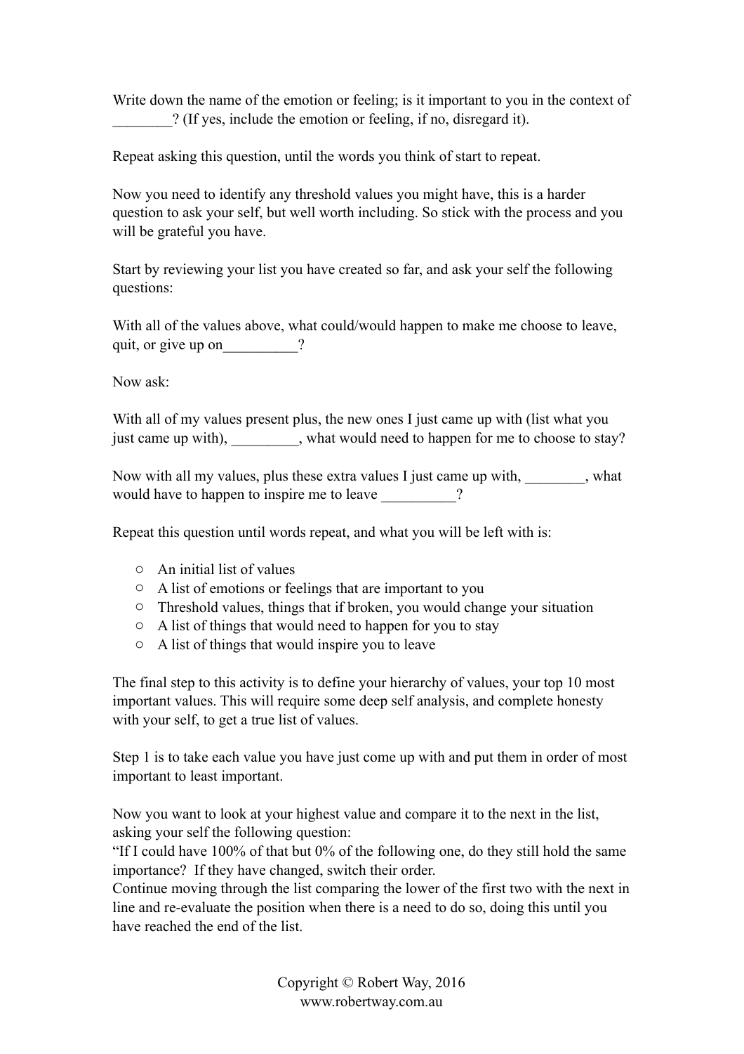Write down the name of the emotion or feeling; is it important to you in the context of ________? (If yes, include the emotion or feeling, if no, disregard it).

Repeat asking this question, until the words you think of start to repeat.

Now you need to identify any threshold values you might have, this is a harder question to ask your self, but well worth including. So stick with the process and you will be grateful you have.

Start by reviewing your list you have created so far, and ask your self the following questions:

With all of the values above, what could/would happen to make me choose to leave, quit, or give up on__________?

Now ask:

With all of my values present plus, the new ones I just came up with (list what you just came up with), _________, what would need to happen for me to choose to stay?

Now with all my values, plus these extra values I just came up with, ________, what would have to happen to inspire me to leave __________?

Repeat this question until words repeat, and what you will be left with is:

- An initial list of values
- A list of emotions or feelings that are important to you
- Threshold values, things that if broken, you would change your situation
- A list of things that would need to happen for you to stay
- A list of things that would inspire you to leave

The final step to this activity is to define your hierarchy of values, your top 10 most important values. This will require some deep self analysis, and complete honesty with your self, to get a true list of values.

Step 1 is to take each value you have just come up with and put them in order of most important to least important.

Now you want to look at your highest value and compare it to the next in the list, asking your self the following question:
"If I could have 100% of that but 0% of the following one, do they still hold the same importance? If they have changed, switch their order.
Continue moving through the list comparing the lower of the first two with the next in line and re-evaluate the position when there is a need to do so, doing this until you have reached the end of the list.

Copyright © Robert Way, 2016
www.robertway.com.au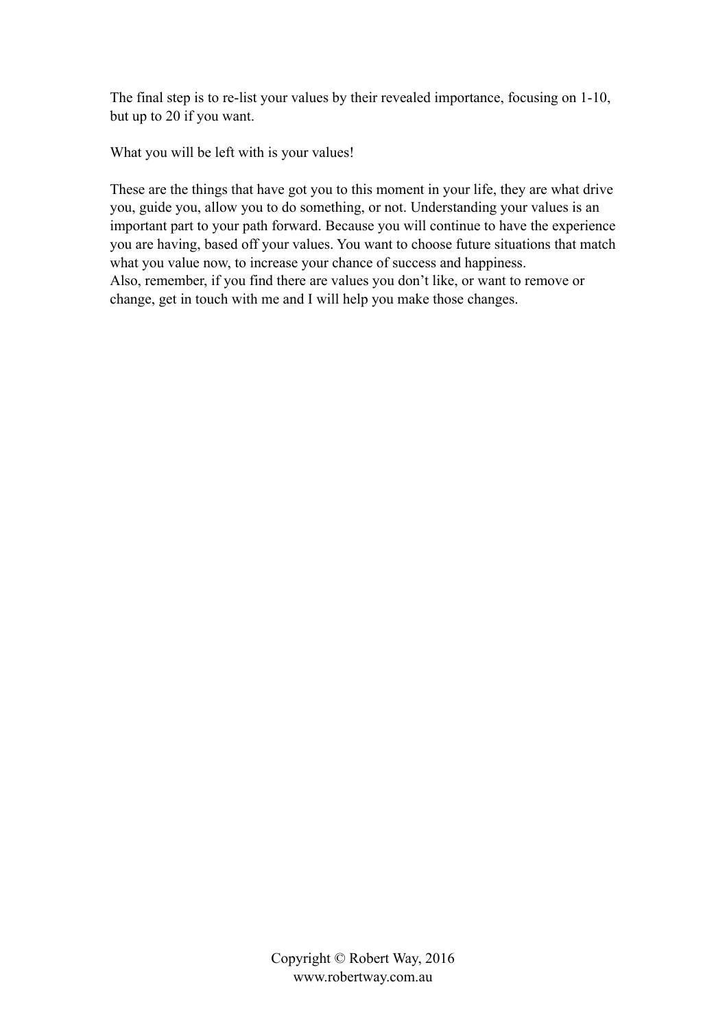The final step is to re-list your values by their revealed importance, focusing on 1-10, but up to 20 if you want.

What you will be left with is your values!

These are the things that have got you to this moment in your life, they are what drive you, guide you, allow you to do something, or not. Understanding your values is an important part to your path forward. Because you will continue to have the experience you are having, based off your values. You want to choose future situations that match what you value now, to increase your chance of success and happiness.
Also, remember, if you find there are values you don't like, or want to remove or change, get in touch with me and I will help you make those changes.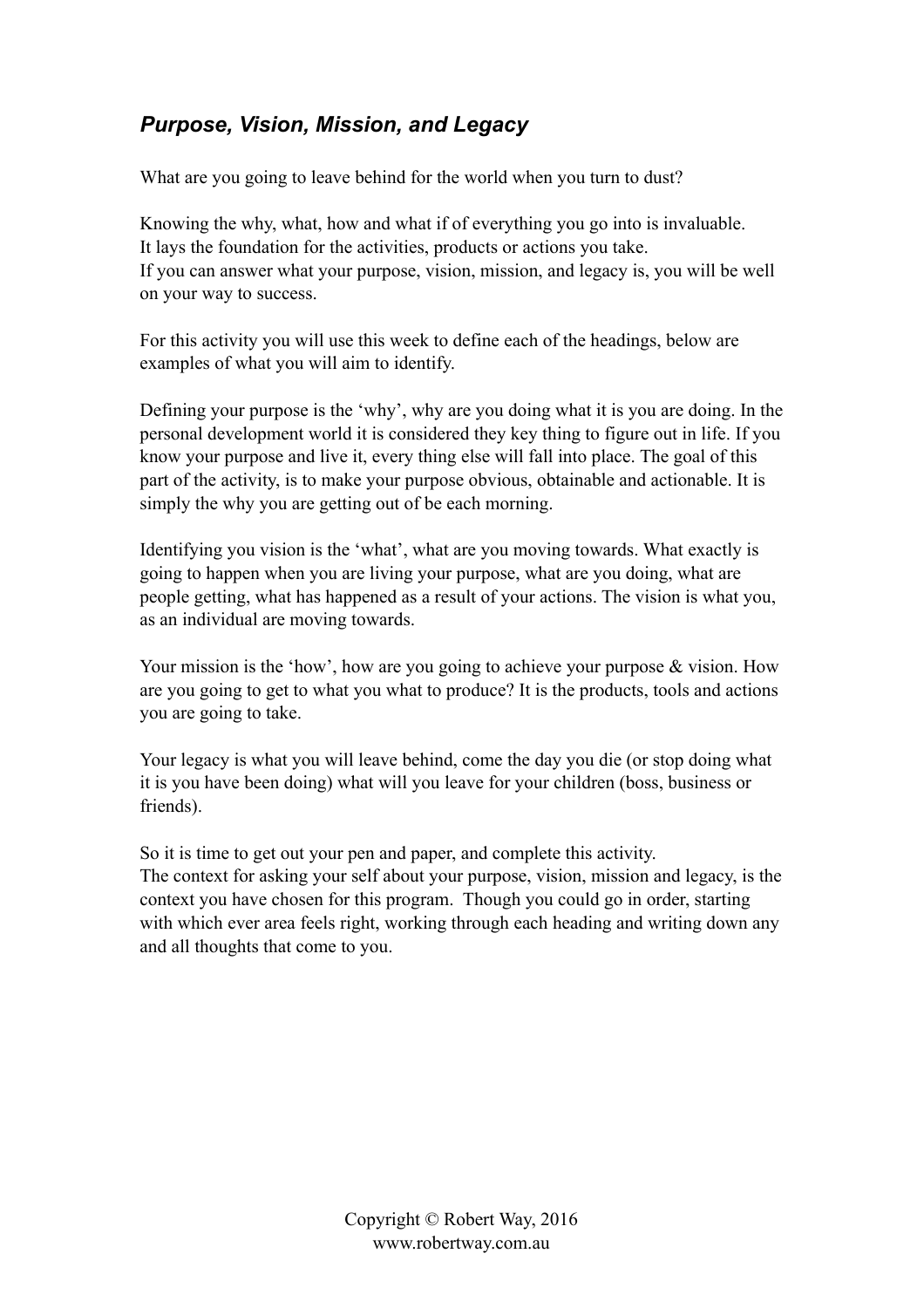## *Purpose, Vision, Mission, and Legacy*

What are you going to leave behind for the world when you turn to dust?

Knowing the why, what, how and what if of everything you go into is invaluable.
It lays the foundation for the activities, products or actions you take.
If you can answer what your purpose, vision, mission, and legacy is, you will be well on your way to success.

For this activity you will use this week to define each of the headings, below are examples of what you will aim to identify.

Defining your purpose is the 'why', why are you doing what it is you are doing. In the personal development world it is considered they key thing to figure out in life. If you know your purpose and live it, every thing else will fall into place. The goal of this part of the activity, is to make your purpose obvious, obtainable and actionable. It is simply the why you are getting out of be each morning.

Identifying you vision is the 'what', what are you moving towards. What exactly is going to happen when you are living your purpose, what are you doing, what are people getting, what has happened as a result of your actions. The vision is what you, as an individual are moving towards.

Your mission is the 'how', how are you going to achieve your purpose & vision. How are you going to get to what you what to produce? It is the products, tools and actions you are going to take.

Your legacy is what you will leave behind, come the day you die (or stop doing what it is you have been doing) what will you leave for your children (boss, business or friends).

So it is time to get out your pen and paper, and complete this activity.
The context for asking your self about your purpose, vision, mission and legacy, is the context you have chosen for this program. Though you could go in order, starting with which ever area feels right, working through each heading and writing down any and all thoughts that come to you.

Copyright © Robert Way, 2016
www.robertway.com.au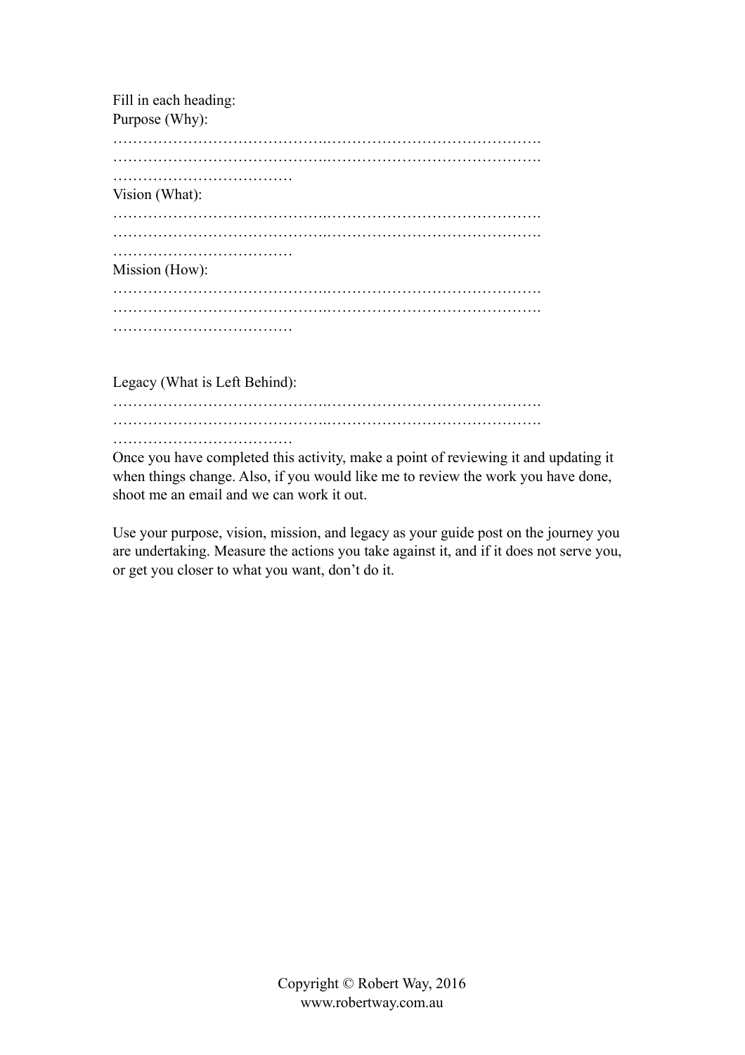Fill in each heading:

Purpose (Why):

…………………………………..…………………………………….
…………………………………..…………………………………….
………………………………

Vision (What):

…………………………………..…………………………………….
…………………………………..…………………………………….
………………………………

Mission (How):

…………………………………..…………………………………….
…………………………………..…………………………………….
………………………………

Legacy (What is Left Behind):

…………………………………..…………………………………….
…………………………………..…………………………………….
………………………………

Once you have completed this activity, make a point of reviewing it and updating it when things change. Also, if you would like me to review the work you have done, shoot me an email and we can work it out.

Use your purpose, vision, mission, and legacy as your guide post on the journey you are undertaking. Measure the actions you take against it, and if it does not serve you, or get you closer to what you want, don't do it.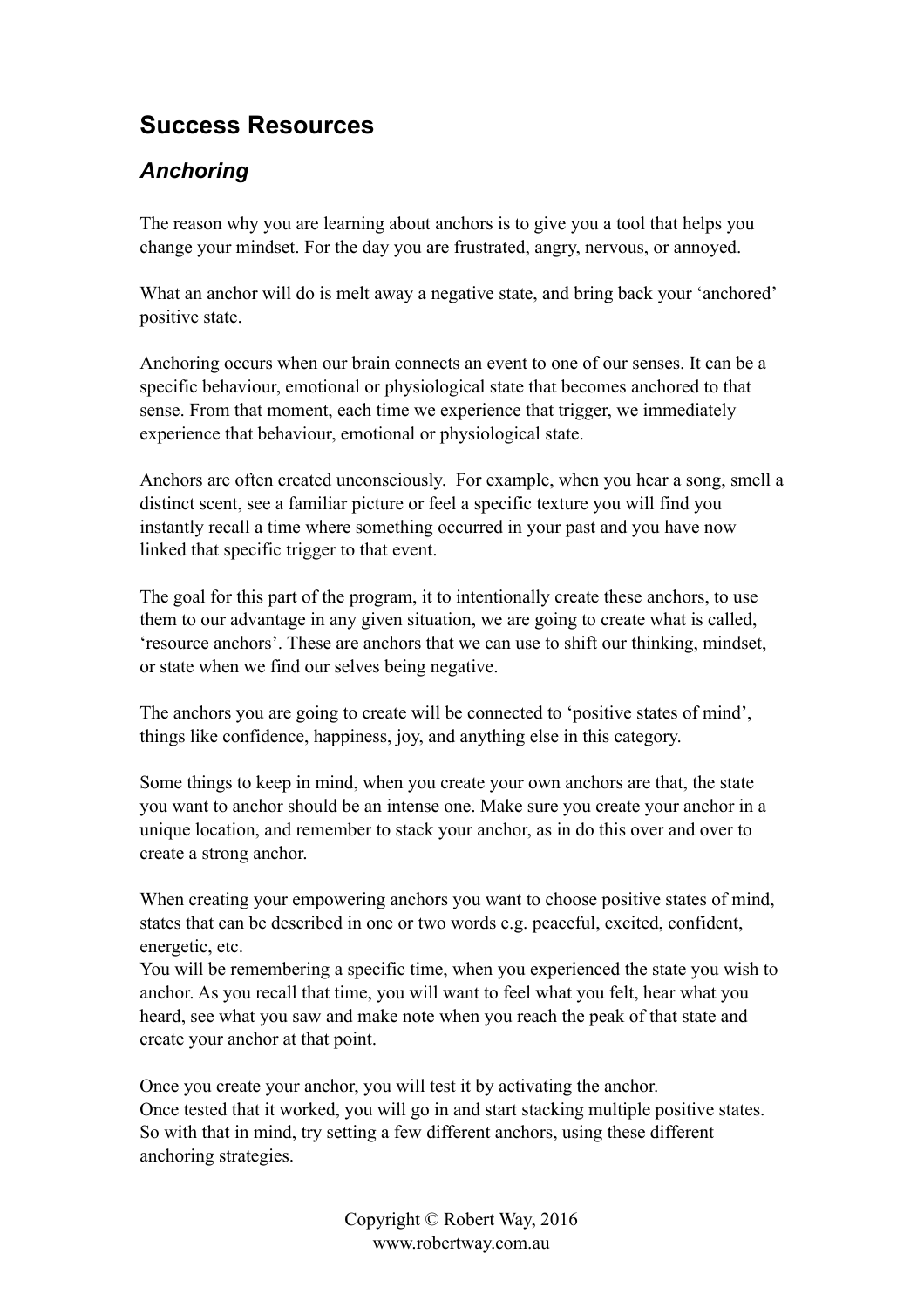## Success Resources

### *Anchoring*

The reason why you are learning about anchors is to give you a tool that helps you change your mindset. For the day you are frustrated, angry, nervous, or annoyed.

What an anchor will do is melt away a negative state, and bring back your 'anchored' positive state.

Anchoring occurs when our brain connects an event to one of our senses. It can be a specific behaviour, emotional or physiological state that becomes anchored to that sense. From that moment, each time we experience that trigger, we immediately experience that behaviour, emotional or physiological state.

Anchors are often created unconsciously.  For example, when you hear a song, smell a distinct scent, see a familiar picture or feel a specific texture you will find you instantly recall a time where something occurred in your past and you have now linked that specific trigger to that event.

The goal for this part of the program, it to intentionally create these anchors, to use them to our advantage in any given situation, we are going to create what is called, 'resource anchors'. These are anchors that we can use to shift our thinking, mindset, or state when we find our selves being negative.

The anchors you are going to create will be connected to 'positive states of mind', things like confidence, happiness, joy, and anything else in this category.

Some things to keep in mind, when you create your own anchors are that, the state you want to anchor should be an intense one. Make sure you create your anchor in a unique location, and remember to stack your anchor, as in do this over and over to create a strong anchor.

When creating your empowering anchors you want to choose positive states of mind, states that can be described in one or two words e.g. peaceful, excited, confident, energetic, etc.
You will be remembering a specific time, when you experienced the state you wish to anchor. As you recall that time, you will want to feel what you felt, hear what you heard, see what you saw and make note when you reach the peak of that state and create your anchor at that point.

Once you create your anchor, you will test it by activating the anchor.
Once tested that it worked, you will go in and start stacking multiple positive states.
So with that in mind, try setting a few different anchors, using these different anchoring strategies.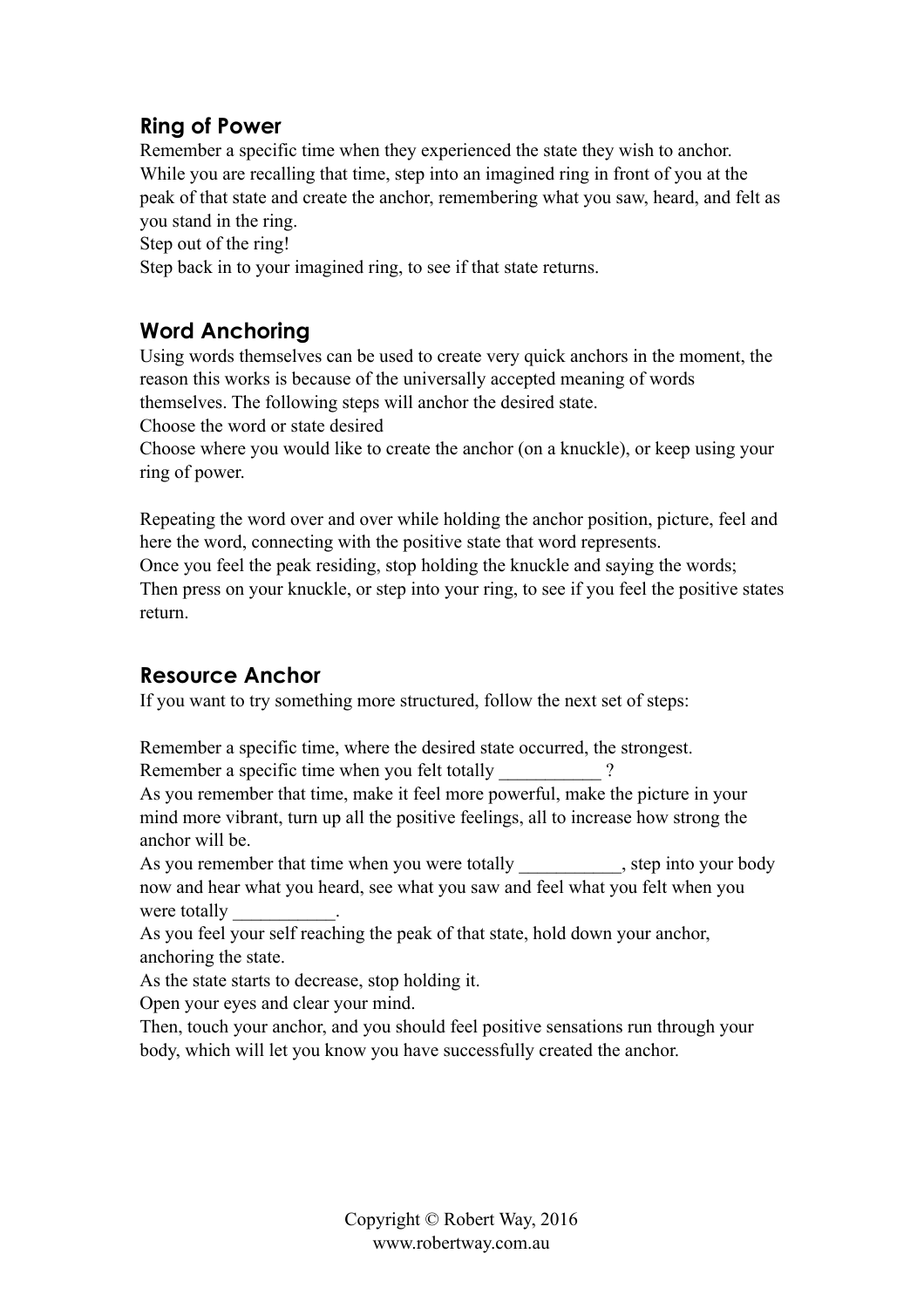## Ring of Power

Remember a specific time when they experienced the state they wish to anchor.
While you are recalling that time, step into an imagined ring in front of you at the peak of that state and create the anchor, remembering what you saw, heard, and felt as you stand in the ring.
Step out of the ring!
Step back in to your imagined ring, to see if that state returns.

## Word Anchoring

Using words themselves can be used to create very quick anchors in the moment, the reason this works is because of the universally accepted meaning of words themselves. The following steps will anchor the desired state.
Choose the word or state desired
Choose where you would like to create the anchor (on a knuckle), or keep using your ring of power.

Repeating the word over and over while holding the anchor position, picture, feel and here the word, connecting with the positive state that word represents.
Once you feel the peak residing, stop holding the knuckle and saying the words;
Then press on your knuckle, or step into your ring, to see if you feel the positive states return.

## Resource Anchor

If you want to try something more structured, follow the next set of steps:

Remember a specific time, where the desired state occurred, the strongest.
Remember a specific time when you felt totally ___________ ?
As you remember that time, make it feel more powerful, make the picture in your mind more vibrant, turn up all the positive feelings, all to increase how strong the anchor will be.
As you remember that time when you were totally ___________, step into your body now and hear what you heard, see what you saw and feel what you felt when you were totally ___________.
As you feel your self reaching the peak of that state, hold down your anchor, anchoring the state.
As the state starts to decrease, stop holding it.
Open your eyes and clear your mind.
Then, touch your anchor, and you should feel positive sensations run through your body, which will let you know you have successfully created the anchor.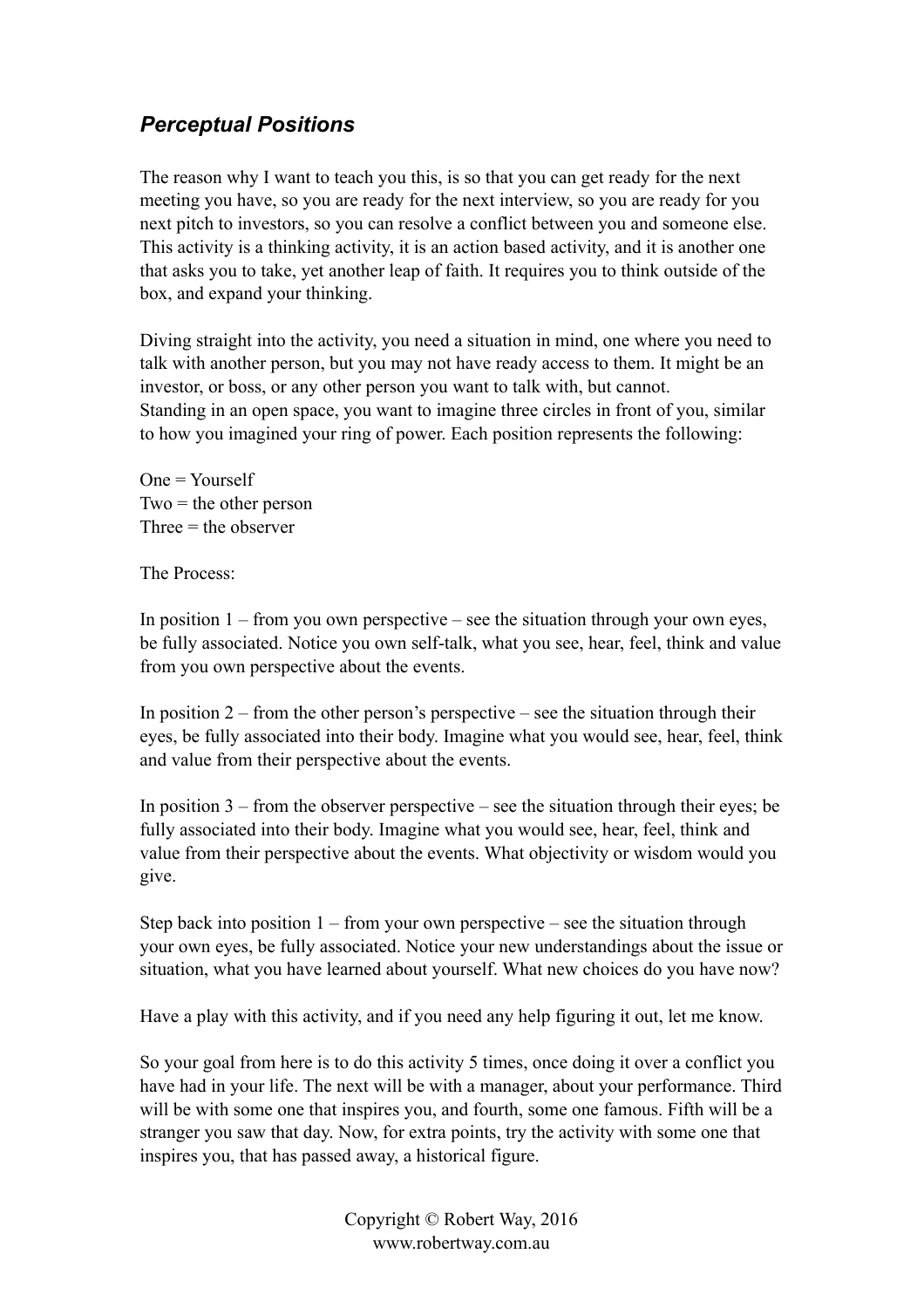### *Perceptual Positions*

The reason why I want to teach you this, is so that you can get ready for the next meeting you have, so you are ready for the next interview, so you are ready for you next pitch to investors, so you can resolve a conflict between you and someone else. This activity is a thinking activity, it is an action based activity, and it is another one that asks you to take, yet another leap of faith. It requires you to think outside of the box, and expand your thinking.

Diving straight into the activity, you need a situation in mind, one where you need to talk with another person, but you may not have ready access to them. It might be an investor, or boss, or any other person you want to talk with, but cannot.
Standing in an open space, you want to imagine three circles in front of you, similar to how you imagined your ring of power. Each position represents the following:

One = Yourself
Two = the other person
Three = the observer

The Process:

In position 1 – from you own perspective – see the situation through your own eyes, be fully associated. Notice you own self-talk, what you see, hear, feel, think and value from you own perspective about the events.

In position 2 – from the other person's perspective – see the situation through their eyes, be fully associated into their body. Imagine what you would see, hear, feel, think and value from their perspective about the events.

In position 3 – from the observer perspective – see the situation through their eyes; be fully associated into their body. Imagine what you would see, hear, feel, think and value from their perspective about the events. What objectivity or wisdom would you give.

Step back into position 1 – from your own perspective – see the situation through your own eyes, be fully associated. Notice your new understandings about the issue or situation, what you have learned about yourself. What new choices do you have now?

Have a play with this activity, and if you need any help figuring it out, let me know.

So your goal from here is to do this activity 5 times, once doing it over a conflict you have had in your life. The next will be with a manager, about your performance. Third will be with some one that inspires you, and fourth, some one famous. Fifth will be a stranger you saw that day. Now, for extra points, try the activity with some one that inspires you, that has passed away, a historical figure.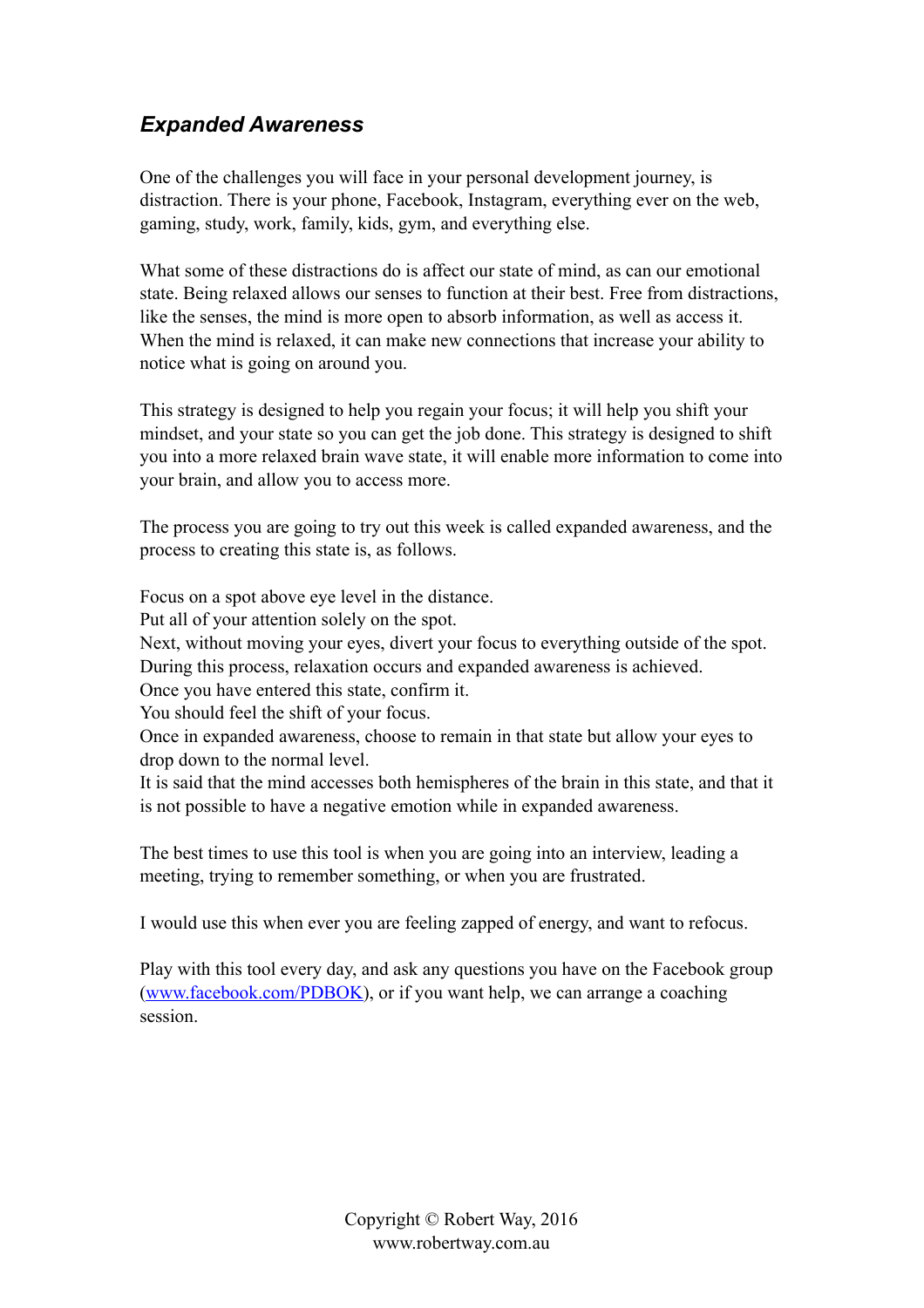### *Expanded Awareness*

One of the challenges you will face in your personal development journey, is distraction. There is your phone, Facebook, Instagram, everything ever on the web, gaming, study, work, family, kids, gym, and everything else.

What some of these distractions do is affect our state of mind, as can our emotional state. Being relaxed allows our senses to function at their best. Free from distractions, like the senses, the mind is more open to absorb information, as well as access it. When the mind is relaxed, it can make new connections that increase your ability to notice what is going on around you.

This strategy is designed to help you regain your focus; it will help you shift your mindset, and your state so you can get the job done. This strategy is designed to shift you into a more relaxed brain wave state, it will enable more information to come into your brain, and allow you to access more.

The process you are going to try out this week is called expanded awareness, and the process to creating this state is, as follows.

Focus on a spot above eye level in the distance.
Put all of your attention solely on the spot.
Next, without moving your eyes, divert your focus to everything outside of the spot.
During this process, relaxation occurs and expanded awareness is achieved.
Once you have entered this state, confirm it.
You should feel the shift of your focus.
Once in expanded awareness, choose to remain in that state but allow your eyes to drop down to the normal level.
It is said that the mind accesses both hemispheres of the brain in this state, and that it is not possible to have a negative emotion while in expanded awareness.

The best times to use this tool is when you are going into an interview, leading a meeting, trying to remember something, or when you are frustrated.

I would use this when ever you are feeling zapped of energy, and want to refocus.

Play with this tool every day, and ask any questions you have on the Facebook group ([www.facebook.com/PDBOK](www.facebook.com/PDBOK)), or if you want help, we can arrange a coaching session.

Copyright © Robert Way, 2016
www.robertway.com.au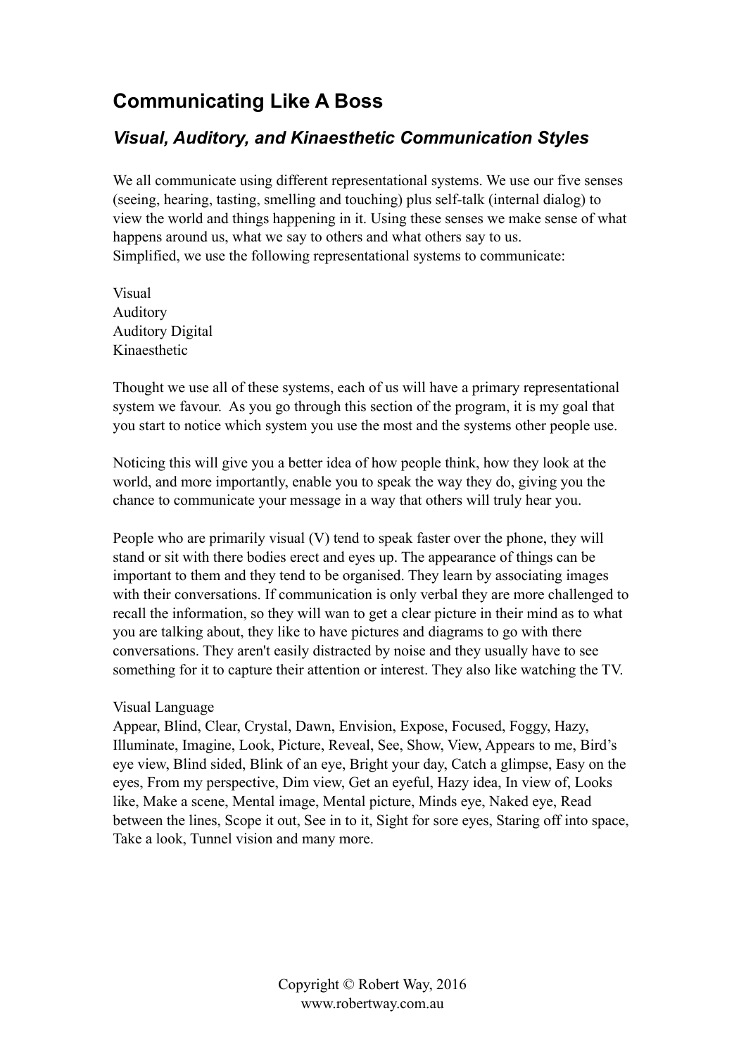## Communicating Like A Boss

### *Visual, Auditory, and Kinaesthetic Communication Styles*

We all communicate using different representational systems. We use our five senses (seeing, hearing, tasting, smelling and touching) plus self-talk (internal dialog) to view the world and things happening in it. Using these senses we make sense of what happens around us, what we say to others and what others say to us.
Simplified, we use the following representational systems to communicate:

Visual
Auditory
Auditory Digital
Kinaesthetic

Thought we use all of these systems, each of us will have a primary representational system we favour. As you go through this section of the program, it is my goal that you start to notice which system you use the most and the systems other people use.

Noticing this will give you a better idea of how people think, how they look at the world, and more importantly, enable you to speak the way they do, giving you the chance to communicate your message in a way that others will truly hear you.

People who are primarily visual (V) tend to speak faster over the phone, they will stand or sit with there bodies erect and eyes up. The appearance of things can be important to them and they tend to be organised. They learn by associating images with their conversations. If communication is only verbal they are more challenged to recall the information, so they will wan to get a clear picture in their mind as to what you are talking about, they like to have pictures and diagrams to go with there conversations. They aren't easily distracted by noise and they usually have to see something for it to capture their attention or interest. They also like watching the TV.

Visual Language
Appear, Blind, Clear, Crystal, Dawn, Envision, Expose, Focused, Foggy, Hazy, Illuminate, Imagine, Look, Picture, Reveal, See, Show, View, Appears to me, Bird's eye view, Blind sided, Blink of an eye, Bright your day, Catch a glimpse, Easy on the eyes, From my perspective, Dim view, Get an eyeful, Hazy idea, In view of, Looks like, Make a scene, Mental image, Mental picture, Minds eye, Naked eye, Read between the lines, Scope it out, See in to it, Sight for sore eyes, Staring off into space, Take a look, Tunnel vision and many more.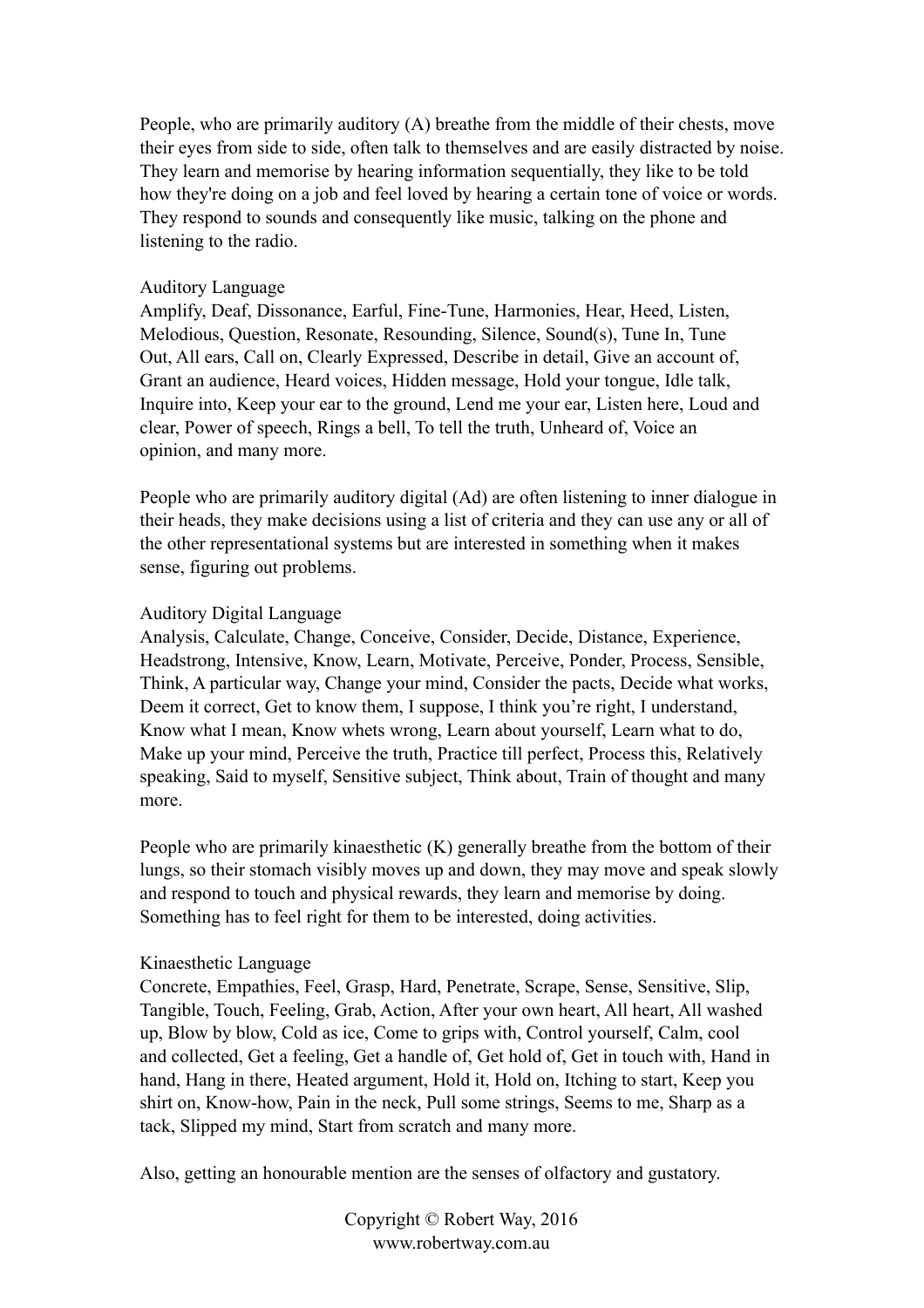People, who are primarily auditory (A) breathe from the middle of their chests, move their eyes from side to side, often talk to themselves and are easily distracted by noise. They learn and memorise by hearing information sequentially, they like to be told how they're doing on a job and feel loved by hearing a certain tone of voice or words. They respond to sounds and consequently like music, talking on the phone and listening to the radio.

Auditory Language
Amplify, Deaf, Dissonance, Earful, Fine-Tune, Harmonies, Hear, Heed, Listen, Melodious, Question, Resonate, Resounding, Silence, Sound(s), Tune In, Tune Out, All ears, Call on, Clearly Expressed, Describe in detail, Give an account of, Grant an audience, Heard voices, Hidden message, Hold your tongue, Idle talk, Inquire into, Keep your ear to the ground, Lend me your ear, Listen here, Loud and clear, Power of speech, Rings a bell, To tell the truth, Unheard of, Voice an opinion, and many more.

People who are primarily auditory digital (Ad) are often listening to inner dialogue in their heads, they make decisions using a list of criteria and they can use any or all of the other representational systems but are interested in something when it makes sense, figuring out problems.

Auditory Digital Language
Analysis, Calculate, Change, Conceive, Consider, Decide, Distance, Experience, Headstrong, Intensive, Know, Learn, Motivate, Perceive, Ponder, Process, Sensible, Think, A particular way, Change your mind, Consider the pacts, Decide what works, Deem it correct, Get to know them, I suppose, I think you're right, I understand, Know what I mean, Know whets wrong, Learn about yourself, Learn what to do, Make up your mind, Perceive the truth, Practice till perfect, Process this, Relatively speaking, Said to myself, Sensitive subject, Think about, Train of thought and many more.

People who are primarily kinaesthetic (K) generally breathe from the bottom of their lungs, so their stomach visibly moves up and down, they may move and speak slowly and respond to touch and physical rewards, they learn and memorise by doing. Something has to feel right for them to be interested, doing activities.

Kinaesthetic Language
Concrete, Empathies, Feel, Grasp, Hard, Penetrate, Scrape, Sense, Sensitive, Slip, Tangible, Touch, Feeling, Grab, Action, After your own heart, All heart, All washed up, Blow by blow, Cold as ice, Come to grips with, Control yourself, Calm, cool and collected, Get a feeling, Get a handle of, Get hold of, Get in touch with, Hand in hand, Hang in there, Heated argument, Hold it, Hold on, Itching to start, Keep you shirt on, Know-how, Pain in the neck, Pull some strings, Seems to me, Sharp as a tack, Slipped my mind, Start from scratch and many more.

Also, getting an honourable mention are the senses of olfactory and gustatory.

Copyright © Robert Way, 2016
www.robertway.com.au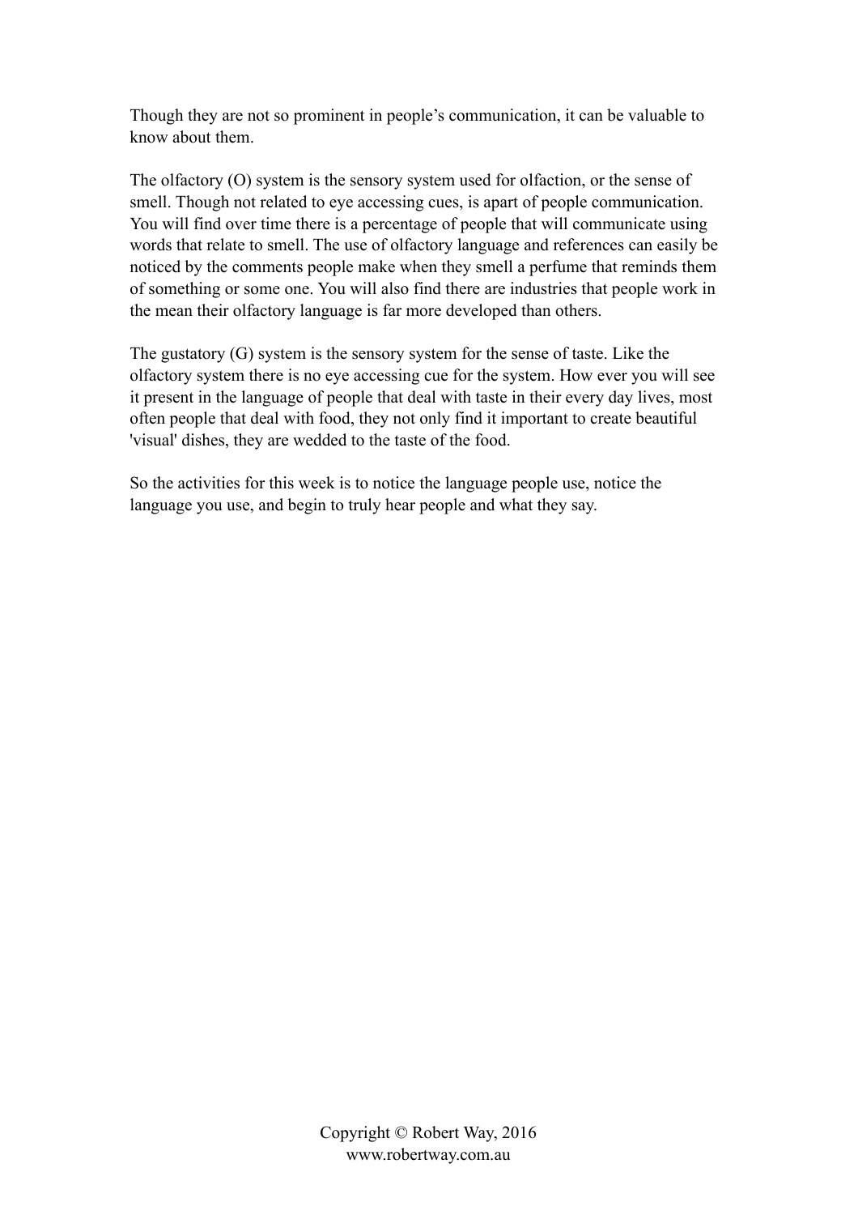Though they are not so prominent in people's communication, it can be valuable to know about them.

The olfactory (O) system is the sensory system used for olfaction, or the sense of smell. Though not related to eye accessing cues, is apart of people communication. You will find over time there is a percentage of people that will communicate using words that relate to smell. The use of olfactory language and references can easily be noticed by the comments people make when they smell a perfume that reminds them of something or some one. You will also find there are industries that people work in the mean their olfactory language is far more developed than others.

The gustatory (G) system is the sensory system for the sense of taste. Like the olfactory system there is no eye accessing cue for the system. How ever you will see it present in the language of people that deal with taste in their every day lives, most often people that deal with food, they not only find it important to create beautiful 'visual' dishes, they are wedded to the taste of the food.

So the activities for this week is to notice the language people use, notice the language you use, and begin to truly hear people and what they say.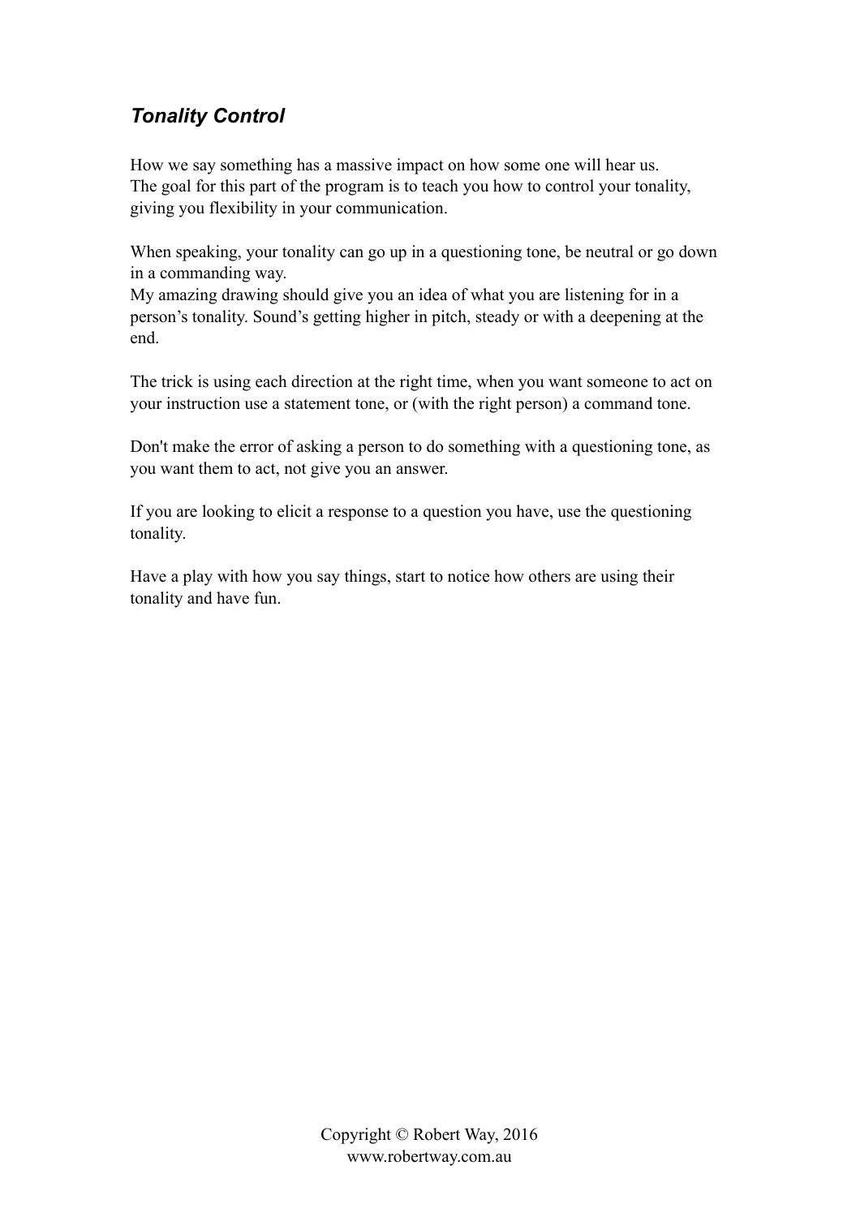### *Tonality Control*

How we say something has a massive impact on how some one will hear us.
The goal for this part of the program is to teach you how to control your tonality, giving you flexibility in your communication.

When speaking, your tonality can go up in a questioning tone, be neutral or go down in a commanding way.
My amazing drawing should give you an idea of what you are listening for in a person's tonality. Sound's getting higher in pitch, steady or with a deepening at the end.

The trick is using each direction at the right time, when you want someone to act on your instruction use a statement tone, or (with the right person) a command tone.

Don't make the error of asking a person to do something with a questioning tone, as you want them to act, not give you an answer.

If you are looking to elicit a response to a question you have, use the questioning tonality.

Have a play with how you say things, start to notice how others are using their tonality and have fun.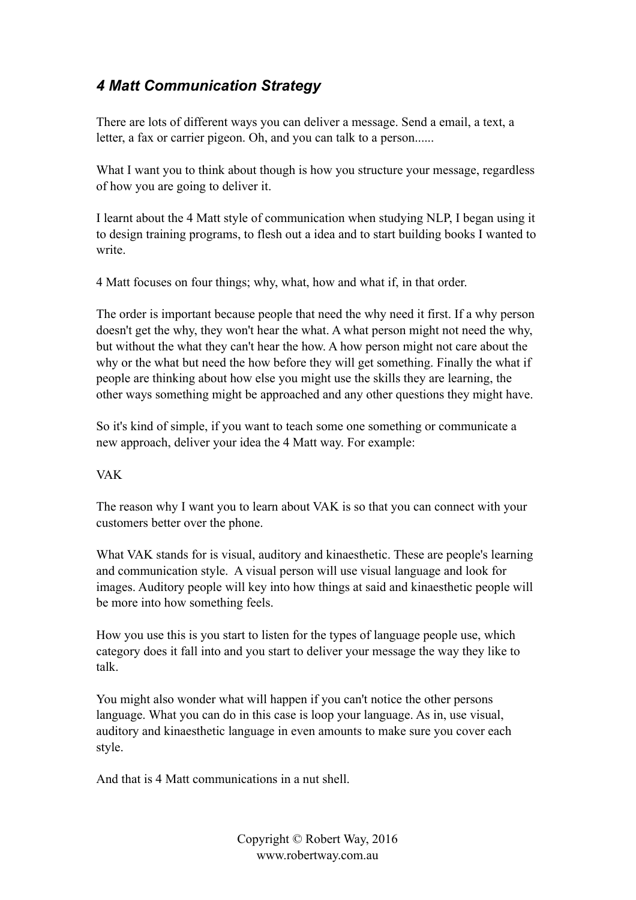## *4 Matt Communication Strategy*

There are lots of different ways you can deliver a message. Send a email, a text, a letter, a fax or carrier pigeon. Oh, and you can talk to a person......

What I want you to think about though is how you structure your message, regardless of how you are going to deliver it.

I learnt about the 4 Matt style of communication when studying NLP, I began using it to design training programs, to flesh out a idea and to start building books I wanted to write.

4 Matt focuses on four things; why, what, how and what if, in that order.

The order is important because people that need the why need it first. If a why person doesn't get the why, they won't hear the what. A what person might not need the why, but without the what they can't hear the how. A how person might not care about the why or the what but need the how before they will get something. Finally the what if people are thinking about how else you might use the skills they are learning, the other ways something might be approached and any other questions they might have.

So it's kind of simple, if you want to teach some one something or communicate a new approach, deliver your idea the 4 Matt way. For example:

VAK

The reason why I want you to learn about VAK is so that you can connect with your customers better over the phone.

What VAK stands for is visual, auditory and kinaesthetic. These are people's learning and communication style. A visual person will use visual language and look for images. Auditory people will key into how things at said and kinaesthetic people will be more into how something feels.

How you use this is you start to listen for the types of language people use, which category does it fall into and you start to deliver your message the way they like to talk.

You might also wonder what will happen if you can't notice the other persons language. What you can do in this case is loop your language. As in, use visual, auditory and kinaesthetic language in even amounts to make sure you cover each style.

And that is 4 Matt communications in a nut shell.

Copyright © Robert Way, 2016
www.robertway.com.au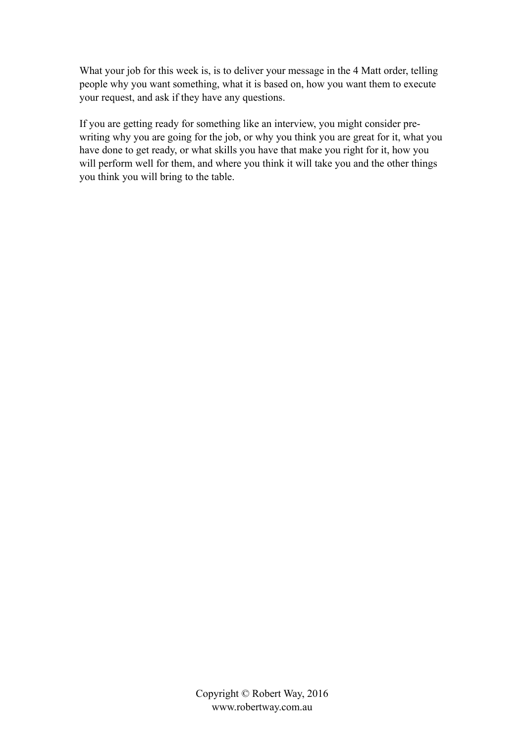What your job for this week is, is to deliver your message in the 4 Matt order, telling people why you want something, what it is based on, how you want them to execute your request, and ask if they have any questions.

If you are getting ready for something like an interview, you might consider pre-writing why you are going for the job, or why you think you are great for it, what you have done to get ready, or what skills you have that make you right for it, how you will perform well for them, and where you think it will take you and the other things you think you will bring to the table.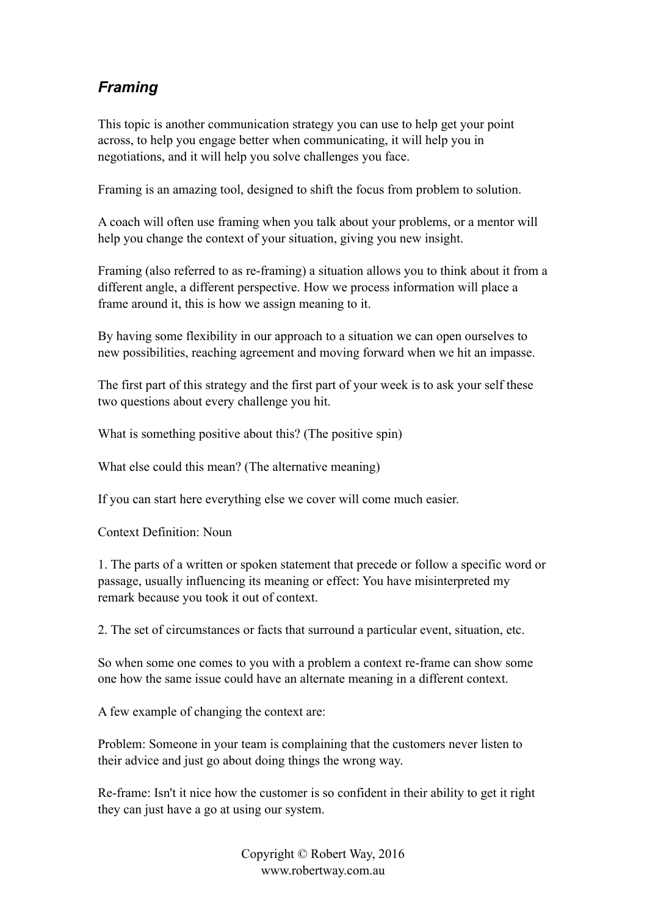## *Framing*

This topic is another communication strategy you can use to help get your point across, to help you engage better when communicating, it will help you in negotiations, and it will help you solve challenges you face.

Framing is an amazing tool, designed to shift the focus from problem to solution.

A coach will often use framing when you talk about your problems, or a mentor will help you change the context of your situation, giving you new insight.

Framing (also referred to as re-framing) a situation allows you to think about it from a different angle, a different perspective. How we process information will place a frame around it, this is how we assign meaning to it.

By having some flexibility in our approach to a situation we can open ourselves to new possibilities, reaching agreement and moving forward when we hit an impasse.

The first part of this strategy and the first part of your week is to ask your self these two questions about every challenge you hit.

What is something positive about this? (The positive spin)

What else could this mean? (The alternative meaning)

If you can start here everything else we cover will come much easier.

Context Definition: Noun

1. The parts of a written or spoken statement that precede or follow a specific word or passage, usually influencing its meaning or effect: You have misinterpreted my remark because you took it out of context.

2. The set of circumstances or facts that surround a particular event, situation, etc.

So when some one comes to you with a problem a context re-frame can show some one how the same issue could have an alternate meaning in a different context.

A few example of changing the context are:

Problem: Someone in your team is complaining that the customers never listen to their advice and just go about doing things the wrong way.

Re-frame: Isn't it nice how the customer is so confident in their ability to get it right they can just have a go at using our system.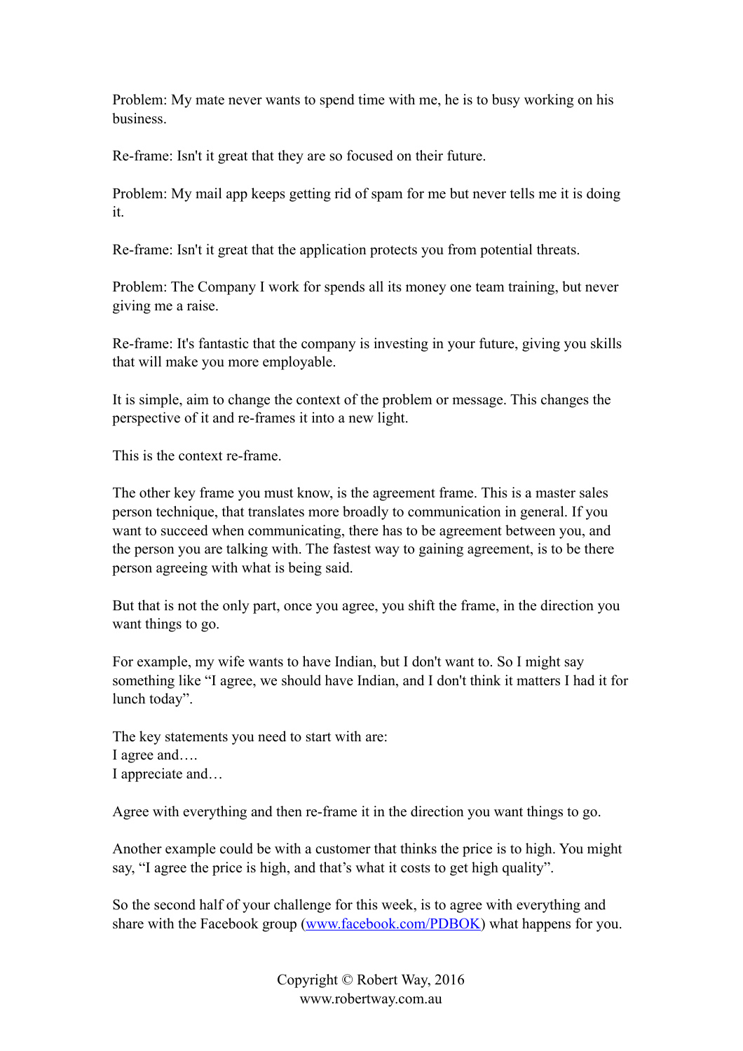Problem: My mate never wants to spend time with me, he is to busy working on his business.

Re-frame: Isn't it great that they are so focused on their future.

Problem: My mail app keeps getting rid of spam for me but never tells me it is doing it.

Re-frame: Isn't it great that the application protects you from potential threats.

Problem: The Company I work for spends all its money one team training, but never giving me a raise.

Re-frame: It's fantastic that the company is investing in your future, giving you skills that will make you more employable.

It is simple, aim to change the context of the problem or message. This changes the perspective of it and re-frames it into a new light.

This is the context re-frame.

The other key frame you must know, is the agreement frame. This is a master sales person technique, that translates more broadly to communication in general. If you want to succeed when communicating, there has to be agreement between you, and the person you are talking with. The fastest way to gaining agreement, is to be there person agreeing with what is being said.

But that is not the only part, once you agree, you shift the frame, in the direction you want things to go.

For example, my wife wants to have Indian, but I don't want to. So I might say something like "I agree, we should have Indian, and I don't think it matters I had it for lunch today".

The key statements you need to start with are:
I agree and….
I appreciate and…

Agree with everything and then re-frame it in the direction you want things to go.

Another example could be with a customer that thinks the price is to high. You might say, "I agree the price is high, and that's what it costs to get high quality".

So the second half of your challenge for this week, is to agree with everything and share with the Facebook group (www.facebook.com/PDBOK) what happens for you.

Copyright © Robert Way, 2016
www.robertway.com.au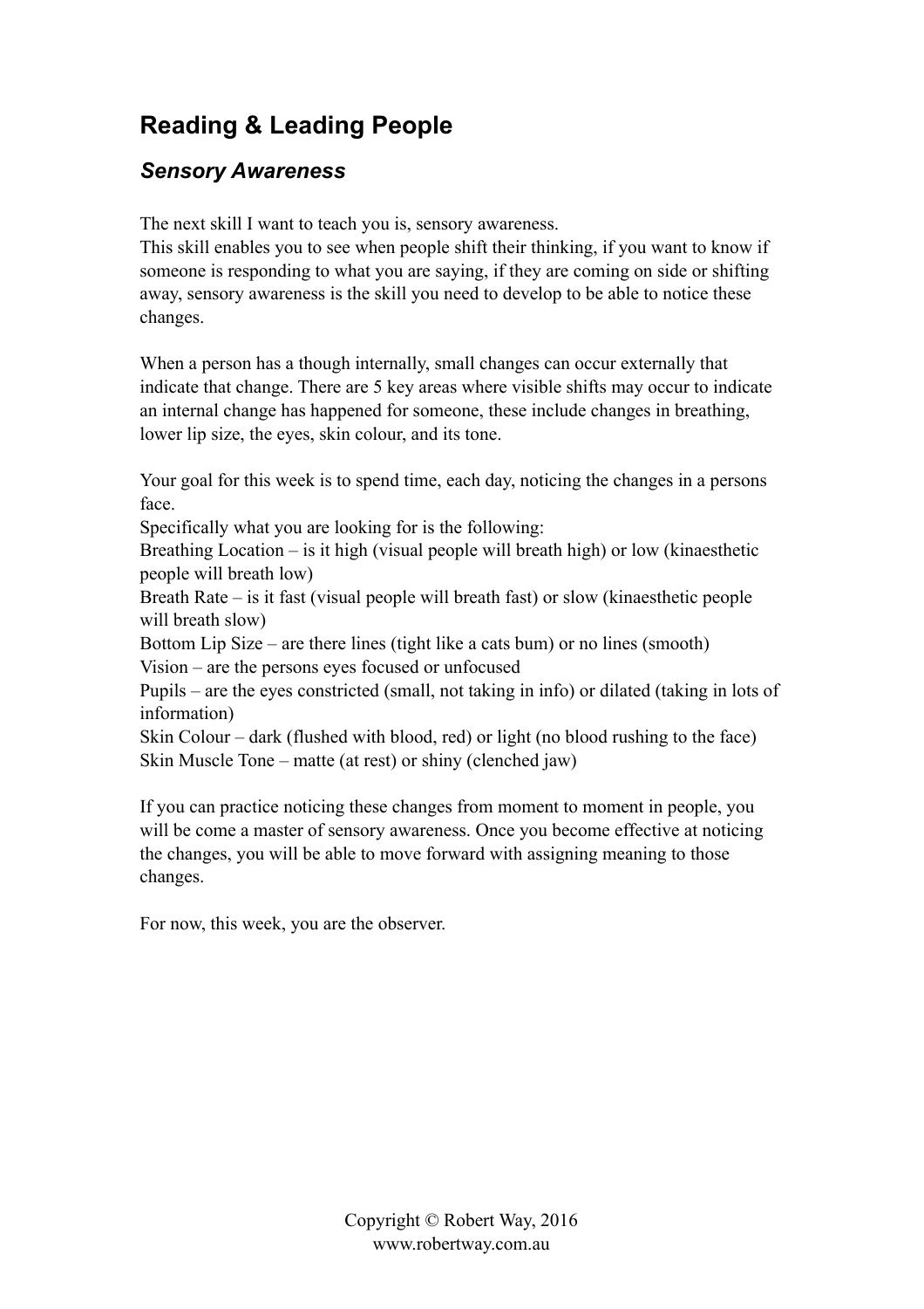# Reading & Leading People

## *Sensory Awareness*

The next skill I want to teach you is, sensory awareness.
This skill enables you to see when people shift their thinking, if you want to know if someone is responding to what you are saying, if they are coming on side or shifting away, sensory awareness is the skill you need to develop to be able to notice these changes.

When a person has a though internally, small changes can occur externally that indicate that change. There are 5 key areas where visible shifts may occur to indicate an internal change has happened for someone, these include changes in breathing, lower lip size, the eyes, skin colour, and its tone.

Your goal for this week is to spend time, each day, noticing the changes in a persons face.
Specifically what you are looking for is the following:
Breathing Location – is it high (visual people will breath high) or low (kinaesthetic people will breath low)
Breath Rate – is it fast (visual people will breath fast) or slow (kinaesthetic people will breath slow)
Bottom Lip Size – are there lines (tight like a cats bum) or no lines (smooth)
Vision – are the persons eyes focused or unfocused
Pupils – are the eyes constricted (small, not taking in info) or dilated (taking in lots of information)
Skin Colour – dark (flushed with blood, red) or light (no blood rushing to the face)
Skin Muscle Tone – matte (at rest) or shiny (clenched jaw)

If you can practice noticing these changes from moment to moment in people, you will be come a master of sensory awareness. Once you become effective at noticing the changes, you will be able to move forward with assigning meaning to those changes.

For now, this week, you are the observer.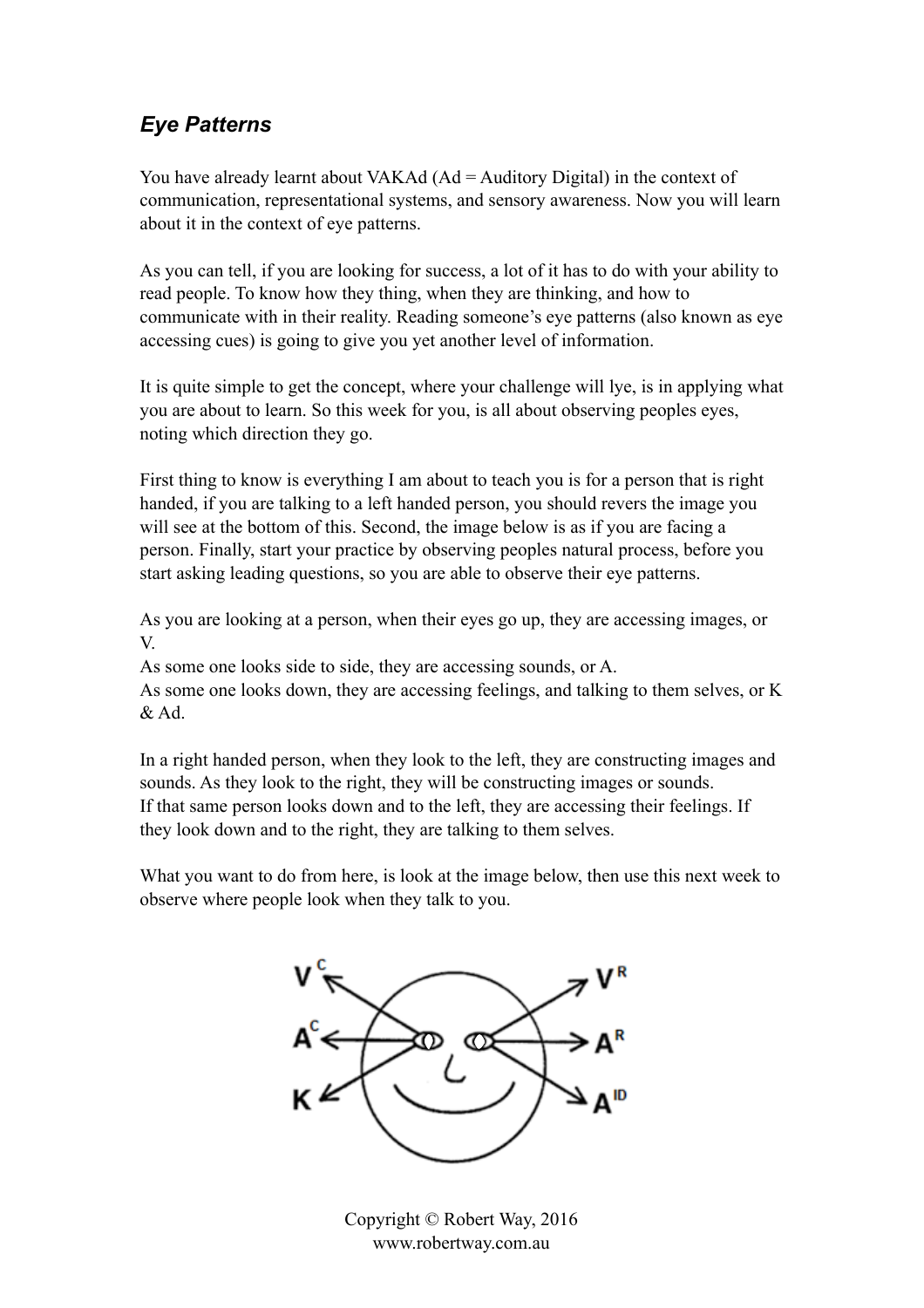## *Eye Patterns*

You have already learnt about VAKAd (Ad = Auditory Digital) in the context of communication, representational systems, and sensory awareness. Now you will learn about it in the context of eye patterns.

As you can tell, if you are looking for success, a lot of it has to do with your ability to read people. To know how they thing, when they are thinking, and how to communicate with in their reality. Reading someone's eye patterns (also known as eye accessing cues) is going to give you yet another level of information.

It is quite simple to get the concept, where your challenge will lye, is in applying what you are about to learn. So this week for you, is all about observing peoples eyes, noting which direction they go.

First thing to know is everything I am about to teach you is for a person that is right handed, if you are talking to a left handed person, you should revers the image you will see at the bottom of this. Second, the image below is as if you are facing a person. Finally, start your practice by observing peoples natural process, before you start asking leading questions, so you are able to observe their eye patterns.

As you are looking at a person, when their eyes go up, they are accessing images, or V.
As some one looks side to side, they are accessing sounds, or A.
As some one looks down, they are accessing feelings, and talking to them selves, or K & Ad.

In a right handed person, when they look to the left, they are constructing images and sounds. As they look to the right, they will be constructing images or sounds.
If that same person looks down and to the left, they are accessing their feelings. If they look down and to the right, they are talking to them selves.

What you want to do from here, is look at the image below, then use this next week to observe where people look when they talk to you.

Copyright © Robert Way, 2016
www.robertway.com.au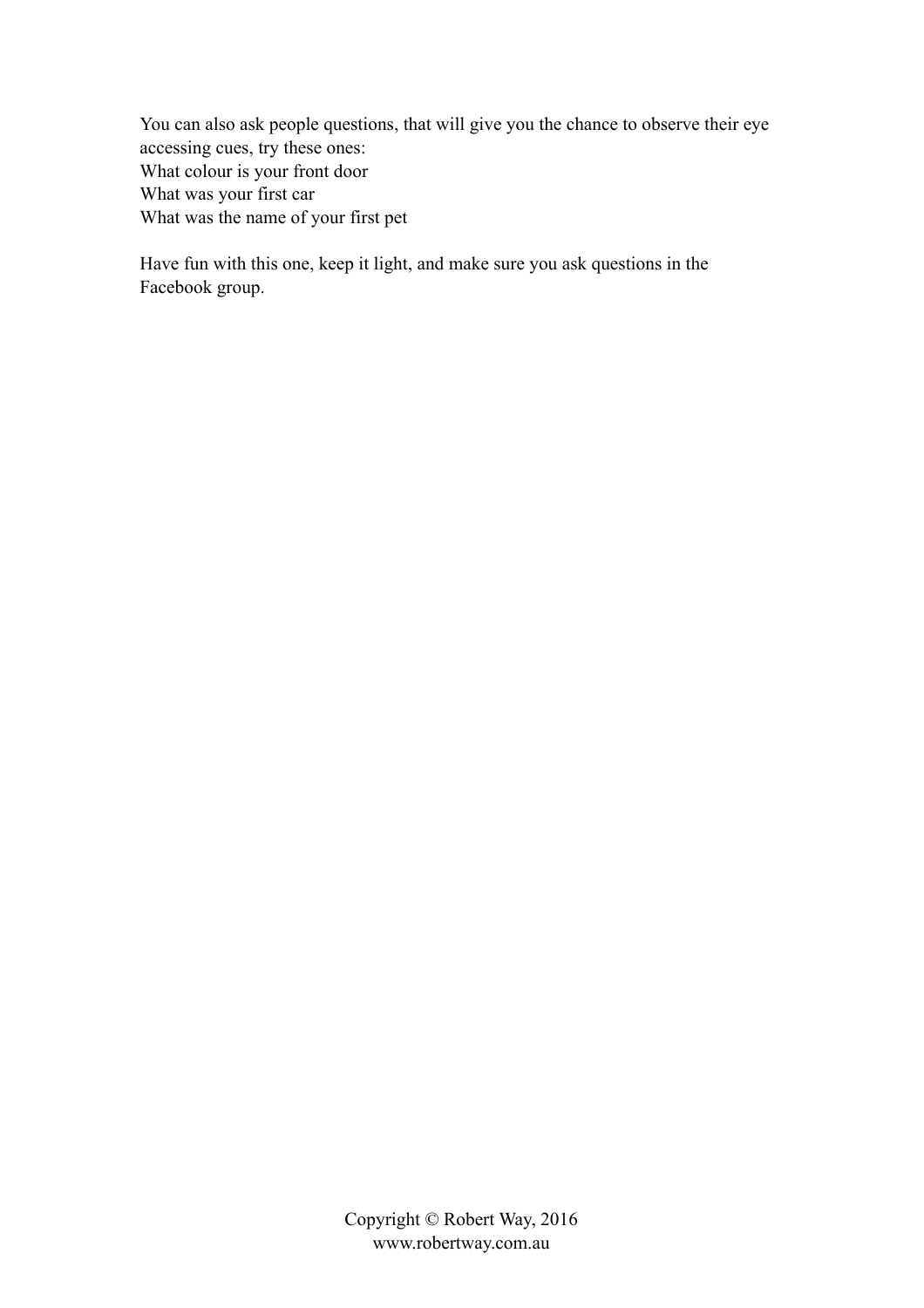You can also ask people questions, that will give you the chance to observe their eye accessing cues, try these ones:
What colour is your front door
What was your first car
What was the name of your first pet

Have fun with this one, keep it light, and make sure you ask questions in the Facebook group.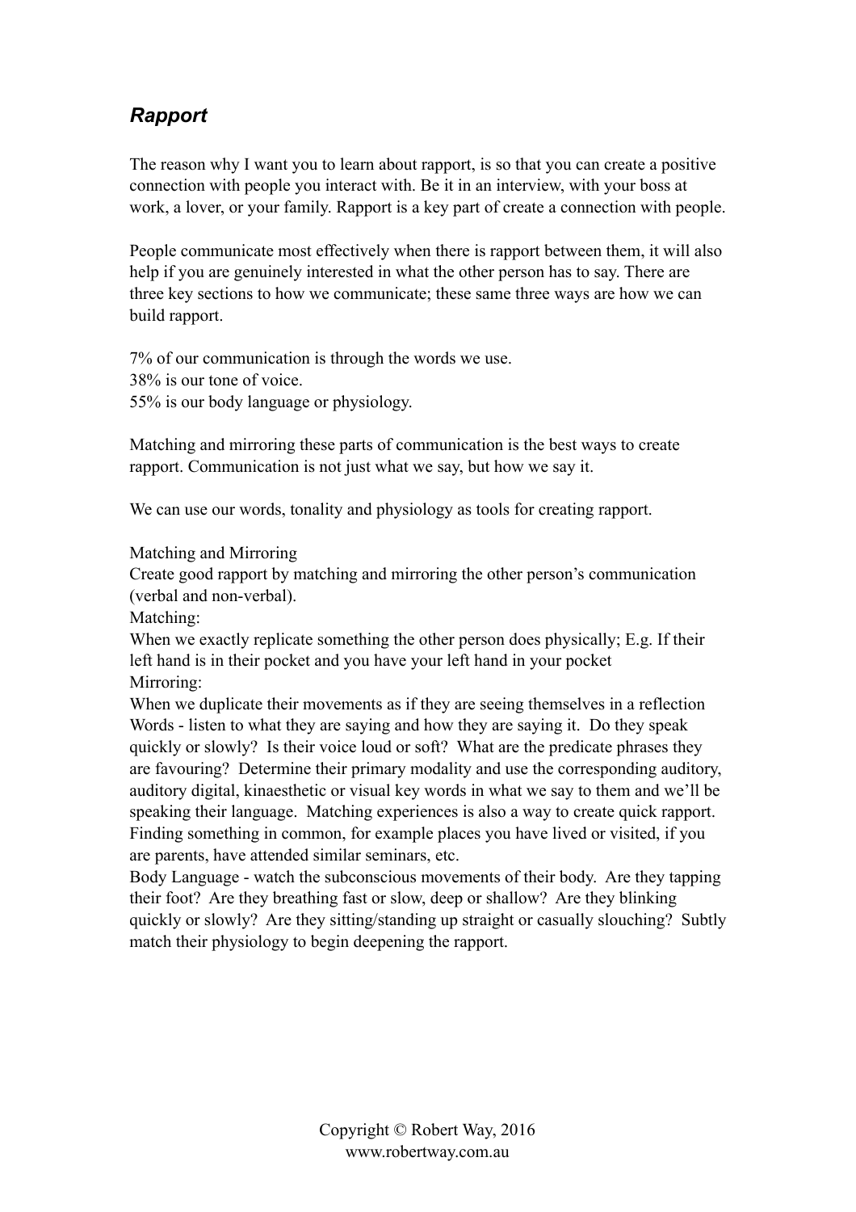## *Rapport*

The reason why I want you to learn about rapport, is so that you can create a positive connection with people you interact with. Be it in an interview, with your boss at work, a lover, or your family. Rapport is a key part of create a connection with people.

People communicate most effectively when there is rapport between them, it will also help if you are genuinely interested in what the other person has to say. There are three key sections to how we communicate; these same three ways are how we can build rapport.

7% of our communication is through the words we use.
38% is our tone of voice.
55% is our body language or physiology.

Matching and mirroring these parts of communication is the best ways to create rapport. Communication is not just what we say, but how we say it.

We can use our words, tonality and physiology as tools for creating rapport.

Matching and Mirroring
Create good rapport by matching and mirroring the other person's communication (verbal and non-verbal).
Matching:
When we exactly replicate something the other person does physically; E.g. If their left hand is in their pocket and you have your left hand in your pocket
Mirroring:
When we duplicate their movements as if they are seeing themselves in a reflection
Words - listen to what they are saying and how they are saying it. Do they speak quickly or slowly? Is their voice loud or soft? What are the predicate phrases they are favouring? Determine their primary modality and use the corresponding auditory, auditory digital, kinaesthetic or visual key words in what we say to them and we'll be speaking their language. Matching experiences is also a way to create quick rapport. Finding something in common, for example places you have lived or visited, if you are parents, have attended similar seminars, etc.
Body Language - watch the subconscious movements of their body. Are they tapping their foot? Are they breathing fast or slow, deep or shallow? Are they blinking quickly or slowly? Are they sitting/standing up straight or casually slouching? Subtly match their physiology to begin deepening the rapport.

Copyright © Robert Way, 2016
www.robertway.com.au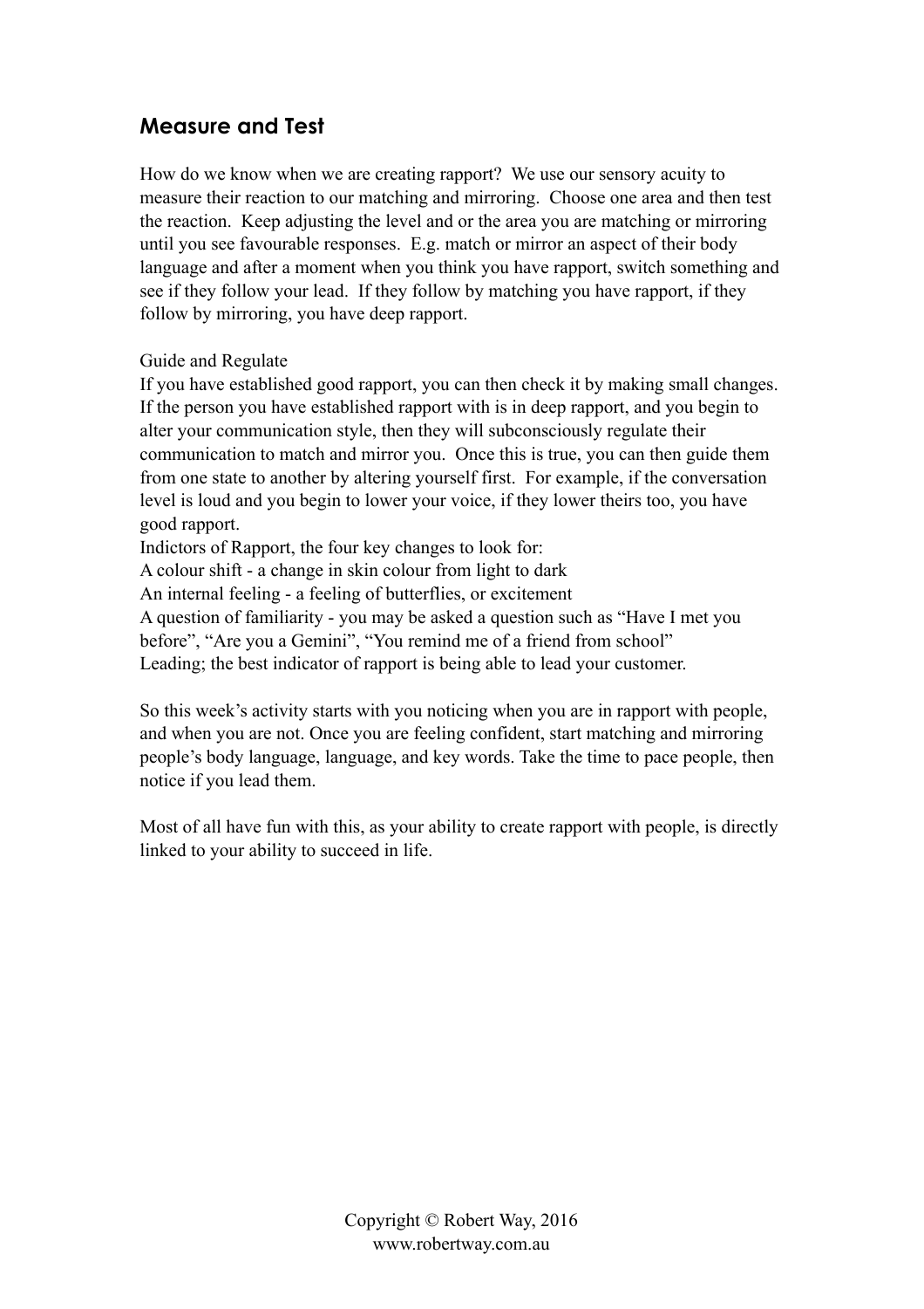## Measure and Test

How do we know when we are creating rapport? We use our sensory acuity to measure their reaction to our matching and mirroring. Choose one area and then test the reaction. Keep adjusting the level and or the area you are matching or mirroring until you see favourable responses. E.g. match or mirror an aspect of their body language and after a moment when you think you have rapport, switch something and see if they follow your lead. If they follow by matching you have rapport, if they follow by mirroring, you have deep rapport.

Guide and Regulate

If you have established good rapport, you can then check it by making small changes. If the person you have established rapport with is in deep rapport, and you begin to alter your communication style, then they will subconsciously regulate their communication to match and mirror you. Once this is true, you can then guide them from one state to another by altering yourself first. For example, if the conversation level is loud and you begin to lower your voice, if they lower theirs too, you have good rapport.

Indictors of Rapport, the four key changes to look for:

A colour shift - a change in skin colour from light to dark

An internal feeling - a feeling of butterflies, or excitement

A question of familiarity - you may be asked a question such as "Have I met you before", "Are you a Gemini", "You remind me of a friend from school"

Leading; the best indicator of rapport is being able to lead your customer.

So this week's activity starts with you noticing when you are in rapport with people, and when you are not. Once you are feeling confident, start matching and mirroring people's body language, language, and key words. Take the time to pace people, then notice if you lead them.

Most of all have fun with this, as your ability to create rapport with people, is directly linked to your ability to succeed in life.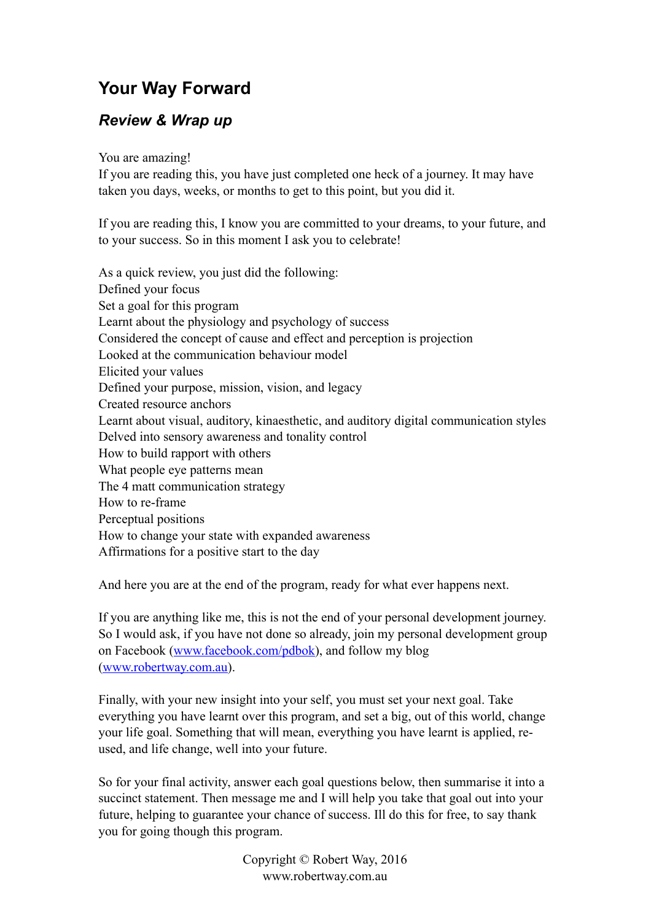# Your Way Forward

## *Review & Wrap up*

You are amazing!
If you are reading this, you have just completed one heck of a journey. It may have taken you days, weeks, or months to get to this point, but you did it.

If you are reading this, I know you are committed to your dreams, to your future, and to your success. So in this moment I ask you to celebrate!

As a quick review, you just did the following:
Defined your focus
Set a goal for this program
Learnt about the physiology and psychology of success
Considered the concept of cause and effect and perception is projection
Looked at the communication behaviour model
Elicited your values
Defined your purpose, mission, vision, and legacy
Created resource anchors
Learnt about visual, auditory, kinaesthetic, and auditory digital communication styles
Delved into sensory awareness and tonality control
How to build rapport with others
What people eye patterns mean
The 4 matt communication strategy
How to re-frame
Perceptual positions
How to change your state with expanded awareness
Affirmations for a positive start to the day

And here you are at the end of the program, ready for what ever happens next.

If you are anything like me, this is not the end of your personal development journey. So I would ask, if you have not done so already, join my personal development group on Facebook ([www.facebook.com/pdbok](http://www.facebook.com/pdbok)), and follow my blog ([www.robertway.com.au](http://www.robertway.com.au)).

Finally, with your new insight into your self, you must set your next goal. Take everything you have learnt over this program, and set a big, out of this world, change your life goal. Something that will mean, everything you have learnt is applied, re-used, and life change, well into your future.

So for your final activity, answer each goal questions below, then summarise it into a succinct statement. Then message me and I will help you take that goal out into your future, helping to guarantee your chance of success. Ill do this for free, to say thank you for going though this program.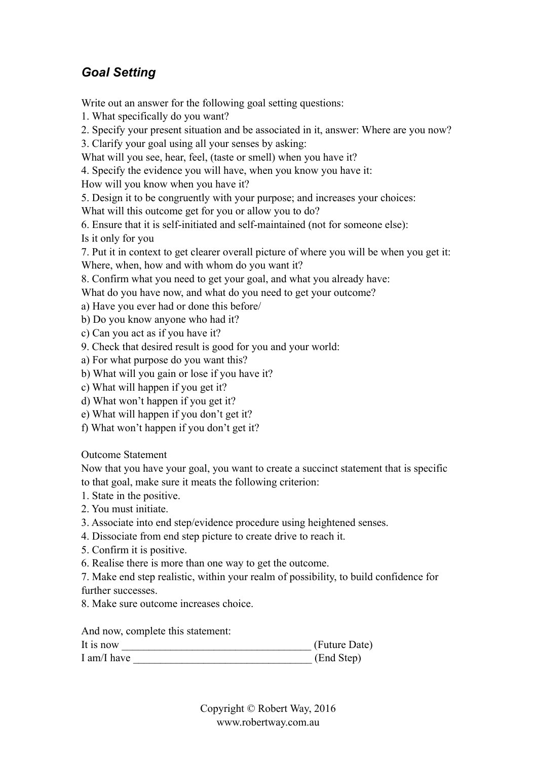## *Goal Setting*

Write out an answer for the following goal setting questions:

1. What specifically do you want?
2. Specify your present situation and be associated in it, answer: Where are you now?
3. Clarify your goal using all your senses by asking:
What will you see, hear, feel, (taste or smell) when you have it?
4. Specify the evidence you will have, when you know you have it:
How will you know when you have it?
5. Design it to be congruently with your purpose; and increases your choices:
What will this outcome get for you or allow you to do?
6. Ensure that it is self-initiated and self-maintained (not for someone else):
Is it only for you
7. Put it in context to get clearer overall picture of where you will be when you get it:
Where, when, how and with whom do you want it?
8. Confirm what you need to get your goal, and what you already have:
What do you have now, and what do you need to get your outcome?
a) Have you ever had or done this before/
b) Do you know anyone who had it?
c) Can you act as if you have it?
9. Check that desired result is good for you and your world:
a) For what purpose do you want this?
b) What will you gain or lose if you have it?
c) What will happen if you get it?
d) What won't happen if you get it?
e) What will happen if you don't get it?
f) What won't happen if you don't get it?

Outcome Statement

Now that you have your goal, you want to create a succinct statement that is specific to that goal, make sure it meats the following criterion:

1. State in the positive.
2. You must initiate.
3. Associate into end step/evidence procedure using heightened senses.
4. Dissociate from end step picture to create drive to reach it.
5. Confirm it is positive.
6. Realise there is more than one way to get the outcome.
7. Make end step realistic, within your realm of possibility, to build confidence for further successes.
8. Make sure outcome increases choice.

And now, complete this statement:

It is now ___________________________________ (Future Date)
I am/I have _________________________________ (End Step)

Copyright © Robert Way, 2016
www.robertway.com.au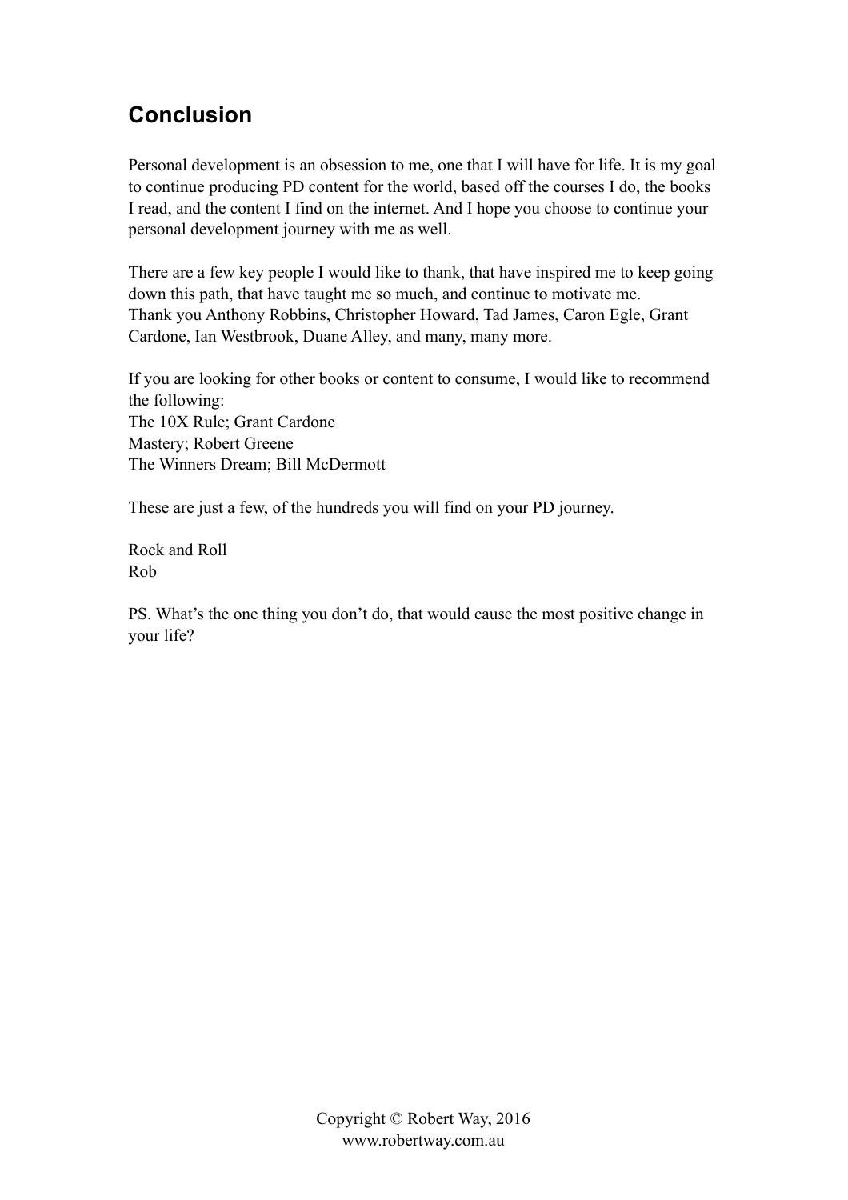## Conclusion

Personal development is an obsession to me, one that I will have for life. It is my goal to continue producing PD content for the world, based off the courses I do, the books I read, and the content I find on the internet. And I hope you choose to continue your personal development journey with me as well.

There are a few key people I would like to thank, that have inspired me to keep going down this path, that have taught me so much, and continue to motivate me.
Thank you Anthony Robbins, Christopher Howard, Tad James, Caron Egle, Grant Cardone, Ian Westbrook, Duane Alley, and many, many more.

If you are looking for other books or content to consume, I would like to recommend the following:
The 10X Rule; Grant Cardone
Mastery; Robert Greene
The Winners Dream; Bill McDermott

These are just a few, of the hundreds you will find on your PD journey.

Rock and Roll
Rob

PS. What's the one thing you don't do, that would cause the most positive change in your life?

Copyright © Robert Way, 2016
www.robertway.com.au